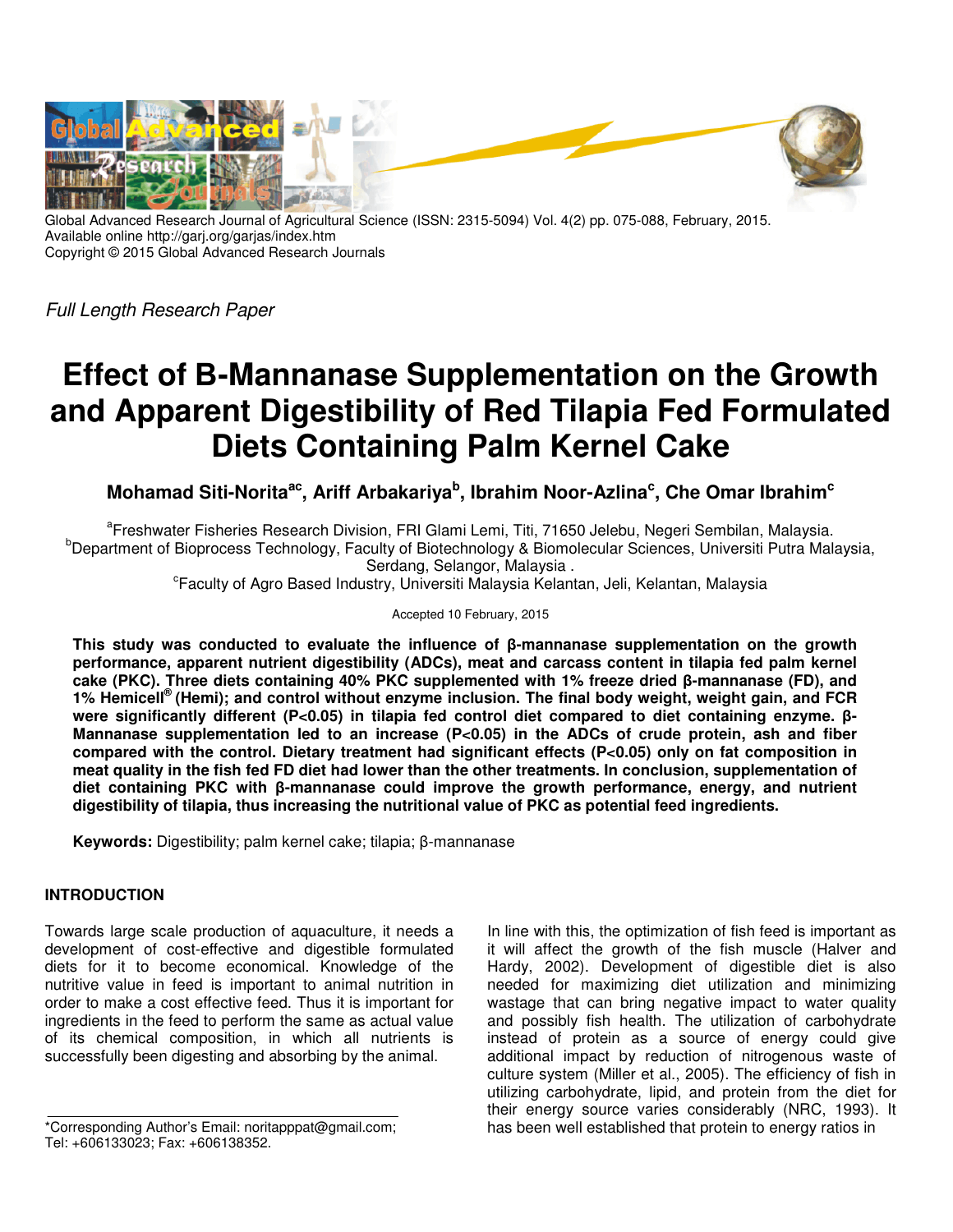Global Advanced Research Journal of Agricultural Science (ISSN: 2315-5094) Vol. 4(2) pp. 075-088, February, 2015.
Available online http://garj.org/garjas/index.htm
Copyright © 2015 Global Advanced Research Journals

*Full Length Research Paper*

# Effect of B-Mannanase Supplementation on the Growth and Apparent Digestibility of Red Tilapia Fed Formulated Diets Containing Palm Kernel Cake

**Mohamad Siti-Norita[ac], Ariff Arbakariya[b], Ibrahim Noor-Azlina[c], Che Omar Ibrahim[c]**

[a]Freshwater Fisheries Research Division, FRI Glami Lemi, Titi, 71650 Jelebu, Negeri Sembilan, Malaysia.
[b]Department of Bioprocess Technology, Faculty of Biotechnology & Biomolecular Sciences, Universiti Putra Malaysia, Serdang, Selangor, Malaysia .
[c]Faculty of Agro Based Industry, Universiti Malaysia Kelantan, Jeli, Kelantan, Malaysia

Accepted 10 February, 2015

**This study was conducted to evaluate the influence of β-mannanase supplementation on the growth performance, apparent nutrient digestibility (ADCs), meat and carcass content in tilapia fed palm kernel cake (PKC). Three diets containing 40% PKC supplemented with 1% freeze dried β-mannanase (FD), and 1% Hemicell® (Hemi); and control without enzyme inclusion. The final body weight, weight gain, and FCR were significantly different (P<0.05) in tilapia fed control diet compared to diet containing enzyme. β-Mannanase supplementation led to an increase (P<0.05) in the ADCs of crude protein, ash and fiber compared with the control. Dietary treatment had significant effects (P<0.05) only on fat composition in meat quality in the fish fed FD diet had lower than the other treatments. In conclusion, supplementation of diet containing PKC with β-mannanase could improve the growth performance, energy, and nutrient digestibility of tilapia, thus increasing the nutritional value of PKC as potential feed ingredients.**

**Keywords:** Digestibility; palm kernel cake; tilapia; β-mannanase

## INTRODUCTION

Towards large scale production of aquaculture, it needs a development of cost-effective and digestible formulated diets for it to become economical. Knowledge of the nutritive value in feed is important to animal nutrition in order to make a cost effective feed. Thus it is important for ingredients in the feed to perform the same as actual value of its chemical composition, in which all nutrients is successfully been digesting and absorbing by the animal.

In line with this, the optimization of fish feed is important as it will affect the growth of the fish muscle (Halver and Hardy, 2002). Development of digestible diet is also needed for maximizing diet utilization and minimizing wastage that can bring negative impact to water quality and possibly fish health. The utilization of carbohydrate instead of protein as a source of energy could give additional impact by reduction of nitrogenous waste of culture system (Miller et al., 2005). The efficiency of fish in utilizing carbohydrate, lipid, and protein from the diet for their energy source varies considerably (NRC, 1993). It has been well established that protein to energy ratios in

*Corresponding Author's Email: noritapppat@gmail.com; Tel: +606133023; Fax: +606138352.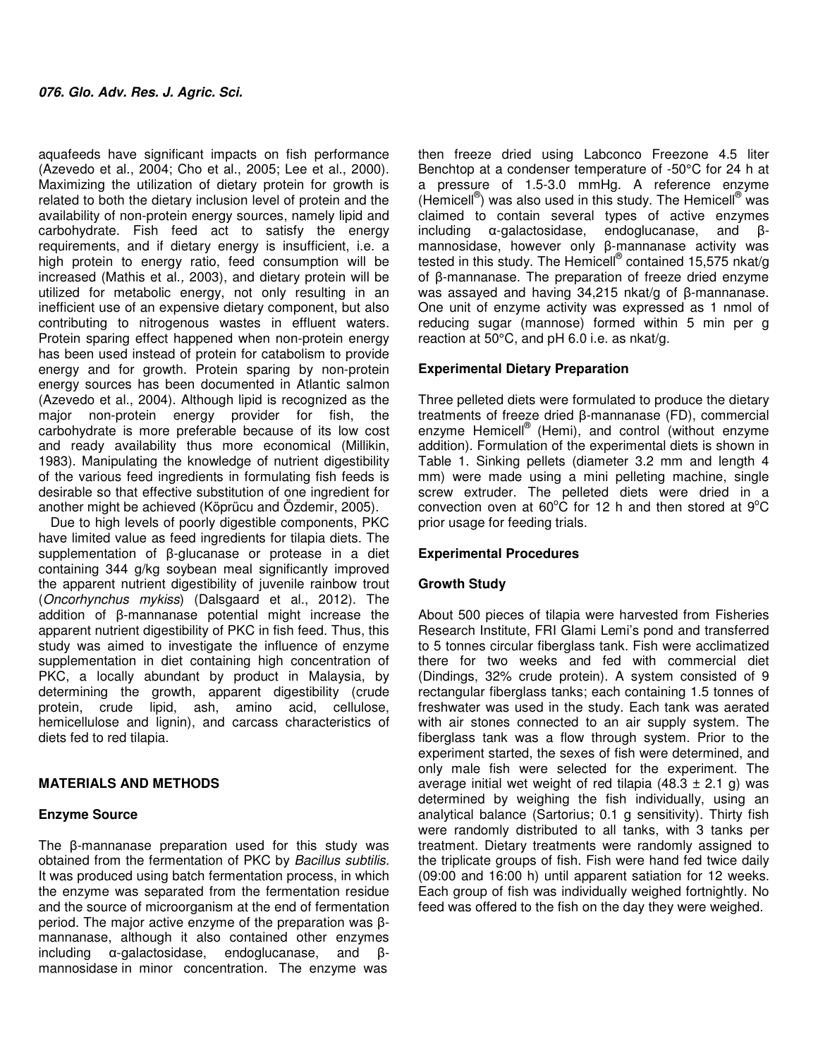aquafeeds have significant impacts on fish performance (Azevedo et al., 2004; Cho et al., 2005; Lee et al., 2000). Maximizing the utilization of dietary protein for growth is related to both the dietary inclusion level of protein and the availability of non-protein energy sources, namely lipid and carbohydrate. Fish feed act to satisfy the energy requirements, and if dietary energy is insufficient, i.e. a high protein to energy ratio, feed consumption will be increased (Mathis et al., 2003), and dietary protein will be utilized for metabolic energy, not only resulting in an inefficient use of an expensive dietary component, but also contributing to nitrogenous wastes in effluent waters. Protein sparing effect happened when non-protein energy has been used instead of protein for catabolism to provide energy and for growth. Protein sparing by non-protein energy sources has been documented in Atlantic salmon (Azevedo et al., 2004). Although lipid is recognized as the major non-protein energy provider for fish, the carbohydrate is more preferable because of its low cost and ready availability thus more economical (Millikin, 1983). Manipulating the knowledge of nutrient digestibility of the various feed ingredients in formulating fish feeds is desirable so that effective substitution of one ingredient for another might be achieved (Köprücu and Özdemir, 2005).

Due to high levels of poorly digestible components, PKC have limited value as feed ingredients for tilapia diets. The supplementation of β-glucanase or protease in a diet containing 344 g/kg soybean meal significantly improved the apparent nutrient digestibility of juvenile rainbow trout (*Oncorhynchus mykiss*) (Dalsgaard et al., 2012). The addition of β-mannanase potential might increase the apparent nutrient digestibility of PKC in fish feed. Thus, this study was aimed to investigate the influence of enzyme supplementation in diet containing high concentration of PKC, a locally abundant by product in Malaysia, by determining the growth, apparent digestibility (crude protein, crude lipid, ash, amino acid, cellulose, hemicellulose and lignin), and carcass characteristics of diets fed to red tilapia.

## MATERIALS AND METHODS

### Enzyme Source

The β-mannanase preparation used for this study was obtained from the fermentation of PKC by *Bacillus subtilis*. It was produced using batch fermentation process, in which the enzyme was separated from the fermentation residue and the source of microorganism at the end of fermentation period. The major active enzyme of the preparation was β-mannanase, although it also contained other enzymes including α-galactosidase, endoglucanase, and β-mannosidase in minor concentration. The enzyme was then freeze dried using Labconco Freezone 4.5 liter Benchtop at a condenser temperature of -50°C for 24 h at a pressure of 1.5-3.0 mmHg. A reference enzyme (Hemicell®) was also used in this study. The Hemicell® was claimed to contain several types of active enzymes including α-galactosidase, endoglucanase, and β-mannosidase, however only β-mannanase activity was tested in this study. The Hemicell® contained 15,575 nkat/g of β-mannanase. The preparation of freeze dried enzyme was assayed and having 34,215 nkat/g of β-mannanase. One unit of enzyme activity was expressed as 1 nmol of reducing sugar (mannose) formed within 5 min per g reaction at 50°C, and pH 6.0 i.e. as nkat/g.

### Experimental Dietary Preparation

Three pelleted diets were formulated to produce the dietary treatments of freeze dried β-mannanase (FD), commercial enzyme Hemicell® (Hemi), and control (without enzyme addition). Formulation of the experimental diets is shown in Table 1. Sinking pellets (diameter 3.2 mm and length 4 mm) were made using a mini pelleting machine, single screw extruder. The pelleted diets were dried in a convection oven at 60°C for 12 h and then stored at 9°C prior usage for feeding trials.

### Experimental Procedures

### Growth Study

About 500 pieces of tilapia were harvested from Fisheries Research Institute, FRI Glami Lemi's pond and transferred to 5 tonnes circular fiberglass tank. Fish were acclimatized there for two weeks and fed with commercial diet (Dindings, 32% crude protein). A system consisted of 9 rectangular fiberglass tanks; each containing 1.5 tonnes of freshwater was used in the study. Each tank was aerated with air stones connected to an air supply system. The fiberglass tank was a flow through system. Prior to the experiment started, the sexes of fish were determined, and only male fish were selected for the experiment. The average initial wet weight of red tilapia (48.3 ± 2.1 g) was determined by weighing the fish individually, using an analytical balance (Sartorius; 0.1 g sensitivity). Thirty fish were randomly distributed to all tanks, with 3 tanks per treatment. Dietary treatments were randomly assigned to the triplicate groups of fish. Fish were hand fed twice daily (09:00 and 16:00 h) until apparent satiation for 12 weeks. Each group of fish was individually weighed fortnightly. No feed was offered to the fish on the day they were weighed.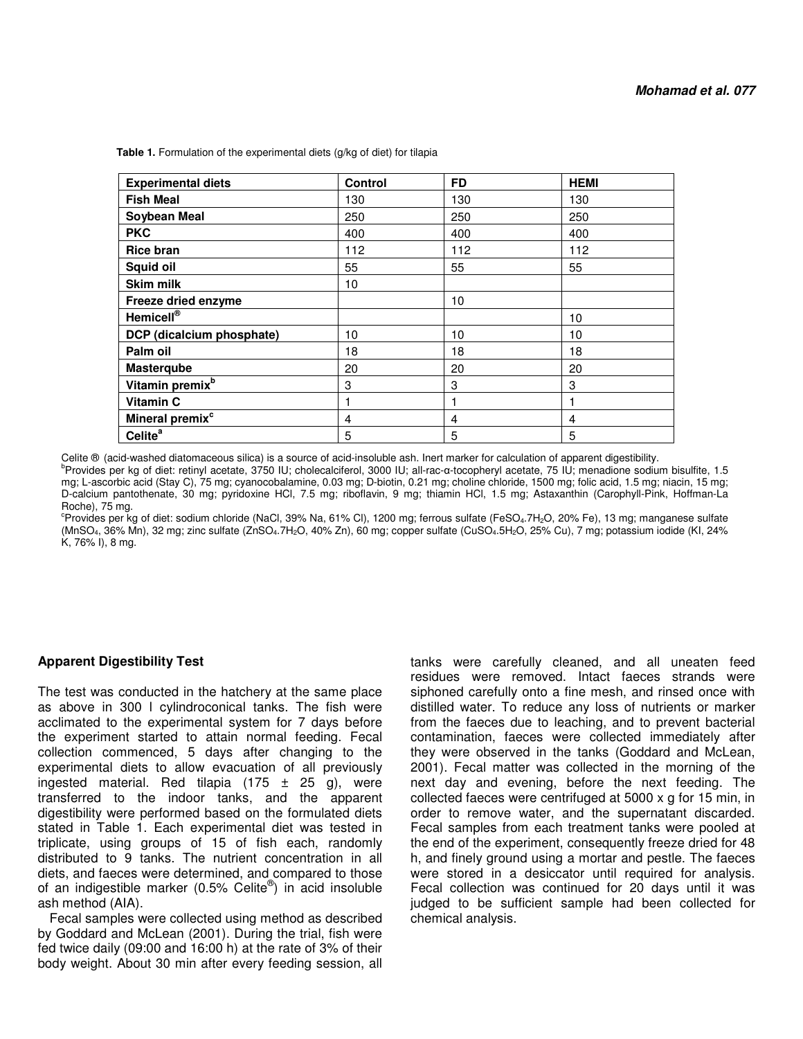**Table 1.** Formulation of the experimental diets (g/kg of diet) for tilapia

| Experimental diets | Control | FD | HEMI |
|---|---|---|---|
| **Fish Meal** | 130 | 130 | 130 |
| **Soybean Meal** | 250 | 250 | 250 |
| **PKC** | 400 | 400 | 400 |
| **Rice bran** | 112 | 112 | 112 |
| **Squid oil** | 55 | 55 | 55 |
| **Skim milk** | 10 | | |
| **Freeze dried enzyme** | | 10 | |
| **Hemicell®** | | | 10 |
| **DCP (dicalcium phosphate)** | 10 | 10 | 10 |
| **Palm oil** | 18 | 18 | 18 |
| **Masterqube** | 20 | 20 | 20 |
| **Vitamin premix[b]** | 3 | 3 | 3 |
| **Vitamin C** | 1 | 1 | 1 |
| **Mineral premix[c]** | 4 | 4 | 4 |
| **Celite[a]** | 5 | 5 | 5 |

Celite ® (acid-washed diatomaceous silica) is a source of acid-insoluble ash. Inert marker for calculation of apparent digestibility.

[b]Provides per kg of diet: retinyl acetate, 3750 IU; cholecalciferol, 3000 IU; all-rac-α-tocopheryl acetate, 75 IU; menadione sodium bisulfite, 1.5 mg; L-ascorbic acid (Stay C), 75 mg; cyanocobalamine, 0.03 mg; D-biotin, 0.21 mg; choline chloride, 1500 mg; folic acid, 1.5 mg; niacin, 15 mg; D-calcium pantothenate, 30 mg; pyridoxine HCl, 7.5 mg; riboflavin, 9 mg; thiamin HCl, 1.5 mg; Astaxanthin (Carophyll-Pink, Hoffman-La Roche), 75 mg.

[c]Provides per kg of diet: sodium chloride (NaCl, 39% Na, 61% Cl), 1200 mg; ferrous sulfate ($FeSO_4.7H_2O$, 20% Fe), 13 mg; manganese sulfate ($MnSO_4$, 36% Mn), 32 mg; zinc sulfate ($ZnSO_4.7H_2O$, 40% Zn), 60 mg; copper sulfate ($CuSO_4.5H_2O$, 25% Cu), 7 mg; potassium iodide (KI, 24% K, 76% I), 8 mg.

## Apparent Digestibility Test

The test was conducted in the hatchery at the same place as above in 300 l cylindroconical tanks. The fish were acclimated to the experimental system for 7 days before the experiment started to attain normal feeding. Fecal collection commenced, 5 days after changing to the experimental diets to allow evacuation of all previously ingested material. Red tilapia (175 ± 25 g), were transferred to the indoor tanks, and the apparent digestibility were performed based on the formulated diets stated in Table 1. Each experimental diet was tested in triplicate, using groups of 15 of fish each, randomly distributed to 9 tanks. The nutrient concentration in all diets, and faeces were determined, and compared to those of an indigestible marker (0.5% Celite®) in acid insoluble ash method (AIA).

Fecal samples were collected using method as described by Goddard and McLean (2001). During the trial, fish were fed twice daily (09:00 and 16:00 h) at the rate of 3% of their body weight. About 30 min after every feeding session, all tanks were carefully cleaned, and all uneaten feed residues were removed. Intact faeces strands were siphoned carefully onto a fine mesh, and rinsed once with distilled water. To reduce any loss of nutrients or marker from the faeces due to leaching, and to prevent bacterial contamination, faeces were collected immediately after they were observed in the tanks (Goddard and McLean, 2001). Fecal matter was collected in the morning of the next day and evening, before the next feeding. The collected faeces were centrifuged at 5000 x g for 15 min, in order to remove water, and the supernatant discarded. Fecal samples from each treatment tanks were pooled at the end of the experiment, consequently freeze dried for 48 h, and finely ground using a mortar and pestle. The faeces were stored in a desiccator until required for analysis. Fecal collection was continued for 20 days until it was judged to be sufficient sample had been collected for chemical analysis.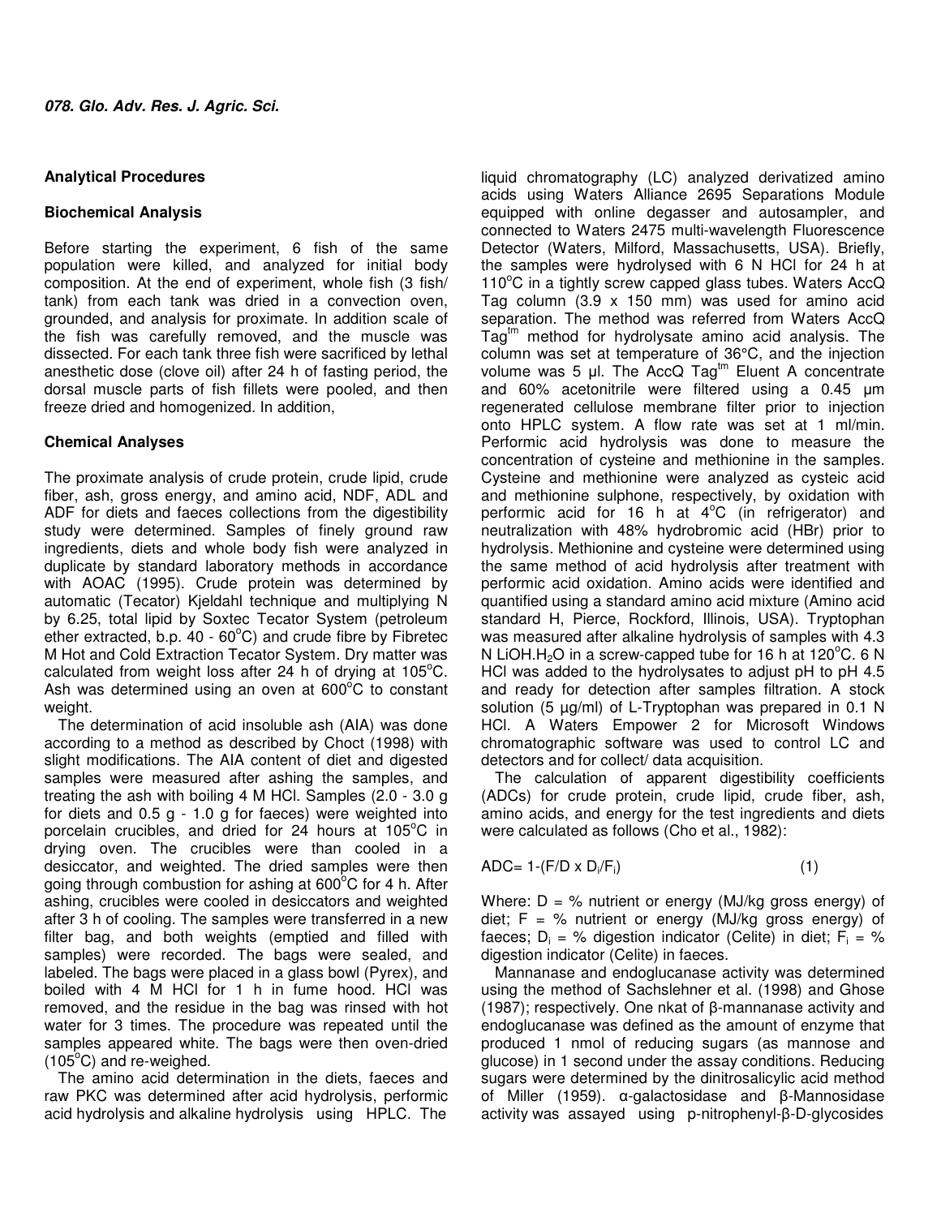## Analytical Procedures

### Biochemical Analysis

Before starting the experiment, 6 fish of the same population were killed, and analyzed for initial body composition. At the end of experiment, whole fish (3 fish/ tank) from each tank was dried in a convection oven, grounded, and analysis for proximate. In addition scale of the fish was carefully removed, and the muscle was dissected. For each tank three fish were sacrificed by lethal anesthetic dose (clove oil) after 24 h of fasting period, the dorsal muscle parts of fish fillets were pooled, and then freeze dried and homogenized. In addition,

### Chemical Analyses

The proximate analysis of crude protein, crude lipid, crude fiber, ash, gross energy, and amino acid, NDF, ADL and ADF for diets and faeces collections from the digestibility study were determined. Samples of finely ground raw ingredients, diets and whole body fish were analyzed in duplicate by standard laboratory methods in accordance with AOAC (1995). Crude protein was determined by automatic (Tecator) Kjeldahl technique and multiplying N by 6.25, total lipid by Soxtec Tecator System (petroleum ether extracted, b.p. 40 - 60°C) and crude fibre by Fibretec M Hot and Cold Extraction Tecator System. Dry matter was calculated from weight loss after 24 h of drying at 105°C. Ash was determined using an oven at 600°C to constant weight.

The determination of acid insoluble ash (AIA) was done according to a method as described by Choct (1998) with slight modifications. The AIA content of diet and digested samples were measured after ashing the samples, and treating the ash with boiling 4 M HCl. Samples (2.0 - 3.0 g for diets and 0.5 g - 1.0 g for faeces) were weighted into porcelain crucibles, and dried for 24 hours at 105°C in drying oven. The crucibles were than cooled in a desiccator, and weighted. The dried samples were then going through combustion for ashing at 600°C for 4 h. After ashing, crucibles were cooled in desiccators and weighted after 3 h of cooling. The samples were transferred in a new filter bag, and both weights (emptied and filled with samples) were recorded. The bags were sealed, and labeled. The bags were placed in a glass bowl (Pyrex), and boiled with 4 M HCl for 1 h in fume hood. HCl was removed, and the residue in the bag was rinsed with hot water for 3 times. The procedure was repeated until the samples appeared white. The bags were then oven-dried (105°C) and re-weighed.

The amino acid determination in the diets, faeces and raw PKC was determined after acid hydrolysis, performic acid hydrolysis and alkaline hydrolysis using HPLC. The liquid chromatography (LC) analyzed derivatized amino acids using Waters Alliance 2695 Separations Module equipped with online degasser and autosampler, and connected to Waters 2475 multi-wavelength Fluorescence Detector (Waters, Milford, Massachusetts, USA). Briefly, the samples were hydrolysed with 6 N HCl for 24 h at 110°C in a tightly screw capped glass tubes. Waters AccQ Tag column (3.9 x 150 mm) was used for amino acid separation. The method was referred from Waters AccQ Tag™ method for hydrolysate amino acid analysis. The column was set at temperature of 36°C, and the injection volume was 5 µl. The AccQ Tag™ Eluent A concentrate and 60% acetonitrile were filtered using a 0.45 µm regenerated cellulose membrane filter prior to injection onto HPLC system. A flow rate was set at 1 ml/min. Performic acid hydrolysis was done to measure the concentration of cysteine and methionine in the samples. Cysteine and methionine were analyzed as cysteic acid and methionine sulphone, respectively, by oxidation with performic acid for 16 h at 4°C (in refrigerator) and neutralization with 48% hydrobromic acid (HBr) prior to hydrolysis. Methionine and cysteine were determined using the same method of acid hydrolysis after treatment with performic acid oxidation. Amino acids were identified and quantified using a standard amino acid mixture (Amino acid standard H, Pierce, Rockford, Illinois, USA). Tryptophan was measured after alkaline hydrolysis of samples with 4.3 N $LiOH.H_2O$ in a screw-capped tube for 16 h at 120°C. 6 N HCl was added to the hydrolysates to adjust pH to pH 4.5 and ready for detection after samples filtration. A stock solution (5 µg/ml) of L-Tryptophan was prepared in 0.1 N HCl. A Waters Empower 2 for Microsoft Windows chromatographic software was used to control LC and detectors and for collect/ data acquisition.

The calculation of apparent digestibility coefficients (ADCs) for crude protein, crude lipid, crude fiber, ash, amino acids, and energy for the test ingredients and diets were calculated as follows (Cho et al., 1982):

$$ADC = 1-(F/D \times D_i/F_i) \quad (1)$$

Where: D = % nutrient or energy (MJ/kg gross energy) of diet; F = % nutrient or energy (MJ/kg gross energy) of faeces; $D_i$ = % digestion indicator (Celite) in diet; $F_i$ = % digestion indicator (Celite) in faeces.

Mannanase and endoglucanase activity was determined using the method of Sachslehner et al. (1998) and Ghose (1987); respectively. One nkat of β-mannanase activity and endoglucanase was defined as the amount of enzyme that produced 1 nmol of reducing sugars (as mannose and glucose) in 1 second under the assay conditions. Reducing sugars were determined by the dinitrosalicylic acid method of Miller (1959). α-galactosidase and β-Mannosidase activity was assayed using p-nitrophenyl-β-D-glycosides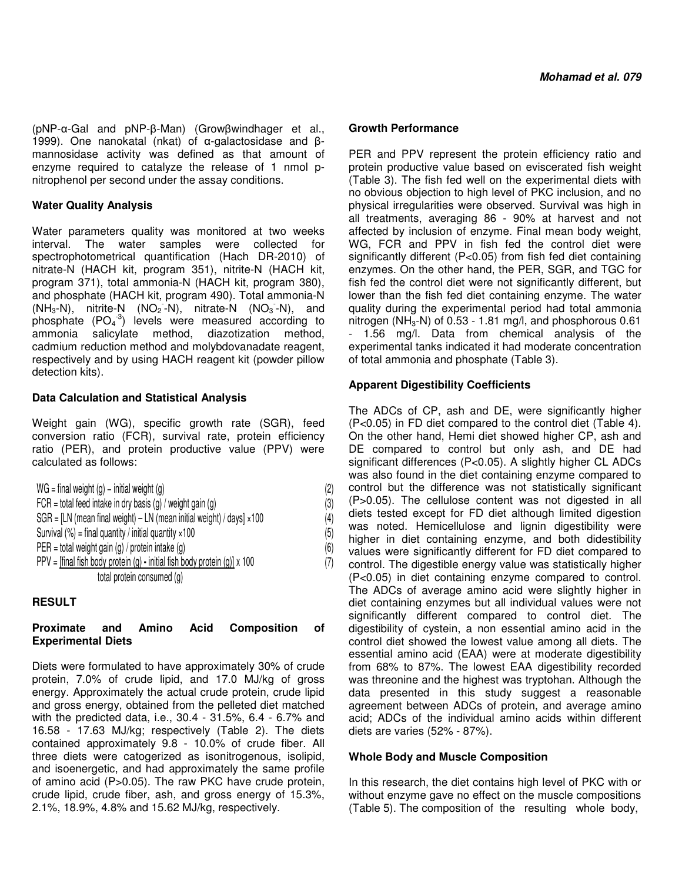(pNP-α-Gal and pNP-β-Man) (Growβwindhager et al., 1999). One nanokatal (nkat) of α-galactosidase and β-mannosidase activity was defined as that amount of enzyme required to catalyze the release of 1 nmol p-nitrophenol per second under the assay conditions.

### Water Quality Analysis

Water parameters quality was monitored at two weeks interval. The water samples were collected for spectrophotometrical quantification (Hach DR-2010) of nitrate-N (HACH kit, program 351), nitrite-N (HACH kit, program 371), total ammonia-N (HACH kit, program 380), and phosphate (HACH kit, program 490). Total ammonia-N ($NH_3$-N), nitrite-N ($NO_2^-$-N), nitrate-N ($NO_3^-$-N), and phosphate ($PO_4^{-3}$) levels were measured according to ammonia salicylate method, diazotization method, cadmium reduction method and molybdovanadate reagent, respectively and by using HACH reagent kit (powder pillow detection kits).

### Data Calculation and Statistical Analysis

Weight gain (WG), specific growth rate (SGR), feed conversion ratio (FCR), survival rate, protein efficiency ratio (PER), and protein productive value (PPV) were calculated as follows:

$$WG = \text{final weight (g)} - \text{initial weight (g)} \quad (2)$$

$$FCR = \text{total feed intake in dry basis (g)} / \text{weight gain (g)} \quad (3)$$

$$SGR = [\text{LN (mean final weight)} - \text{LN (mean initial weight)} / \text{days}] \times 100 \quad (4)$$

$$\text{Survival (\%)} = \text{final quantity} / \text{initial quantity} \times 100 \quad (5)$$

$$PER = \text{total weight gain (g)} / \text{protein intake (g)} \quad (6)$$

$$PPV = \frac{[\text{final fish body protein (g)} - \text{initial fish body protein (g)}]}{\text{total protein consumed (g)}} \times 100 \quad (7)$$

## RESULT

### Proximate and Amino Acid Composition of Experimental Diets

Diets were formulated to have approximately 30% of crude protein, 7.0% of crude lipid, and 17.0 MJ/kg of gross energy. Approximately the actual crude protein, crude lipid and gross energy, obtained from the pelleted diet matched with the predicted data, i.e., 30.4 - 31.5%, 6.4 - 6.7% and 16.58 - 17.63 MJ/kg; respectively (Table 2). The diets contained approximately 9.8 - 10.0% of crude fiber. All three diets were catogerized as isonitrogenous, isolipid, and isoenergetic, and had approximately the same profile of amino acid ($P>0.05$). The raw PKC have crude protein, crude lipid, crude fiber, ash, and gross energy of 15.3%, 2.1%, 18.9%, 4.8% and 15.62 MJ/kg, respectively.

### Growth Performance

PER and PPV represent the protein efficiency ratio and protein productive value based on eviscerated fish weight (Table 3). The fish fed well on the experimental diets with no obvious objection to high level of PKC inclusion, and no physical irregularities were observed. Survival was high in all treatments, averaging 86 - 90% at harvest and not affected by inclusion of enzyme. Final mean body weight, WG, FCR and PPV in fish fed the control diet were significantly different ($P<0.05$) from fish fed diet containing enzymes. On the other hand, the PER, SGR, and TGC for fish fed the control diet were not significantly different, but lower than the fish fed diet containing enzyme. The water quality during the experimental period had total ammonia nitrogen ($NH_3$-N) of 0.53 - 1.81 mg/l, and phosphorous 0.61 - 1.56 mg/l. Data from chemical analysis of the experimental tanks indicated it had moderate concentration of total ammonia and phosphate (Table 3).

### Apparent Digestibility Coefficients

The ADCs of CP, ash and DE, were significantly higher ($P<0.05$) in FD diet compared to the control diet (Table 4). On the other hand, Hemi diet showed higher CP, ash and DE compared to control but only ash, and DE had significant differences ($P<0.05$). A slightly higher CL ADCs was also found in the diet containing enzyme compared to control but the difference was not statistically significant ($P>0.05$). The cellulose content was not digested in all diets tested except for FD diet although limited digestion was noted. Hemicellulose and lignin digestibility were higher in diet containing enzyme, and both didestibility values were significantly different for FD diet compared to control. The digestible energy value was statistically higher ($P<0.05$) in diet containing enzyme compared to control. The ADCs of average amino acid were slightly higher in diet containing enzymes but all individual values were not significantly different compared to control diet. The digestibility of cystein, a non essential amino acid in the control diet showed the lowest value among all diets. The essential amino acid (EAA) were at moderate digestibility from 68% to 87%. The lowest EAA digestibility recorded was threonine and the highest was tryptohan. Although the data presented in this study suggest a reasonable agreement between ADCs of protein, and average amino acid; ADCs of the individual amino acids within different diets are varies (52% - 87%).

### Whole Body and Muscle Composition

In this research, the diet contains high level of PKC with or without enzyme gave no effect on the muscle compositions (Table 5). The composition of the resulting whole body,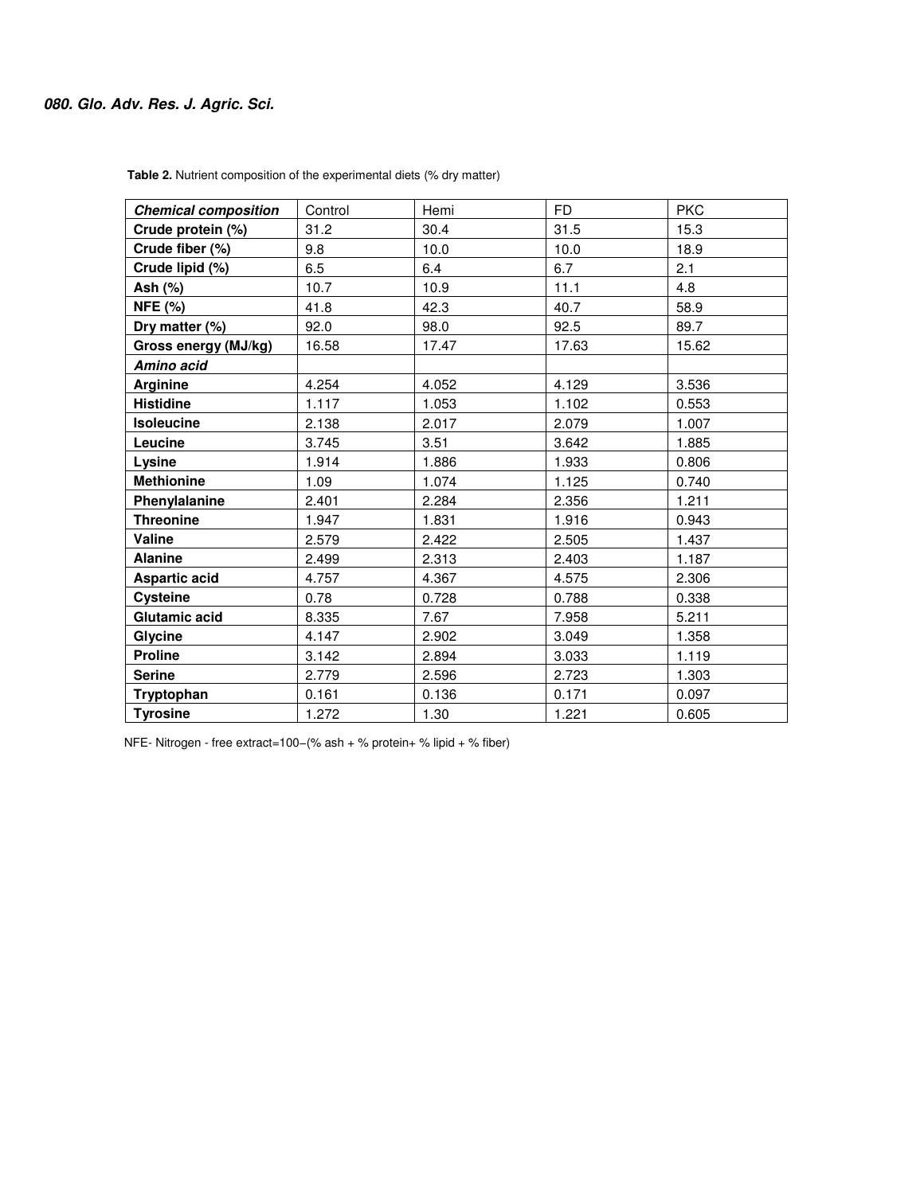**Table 2.** Nutrient composition of the experimental diets (% dry matter)

| ***Chemical composition*** | Control | Hemi | FD | PKC |
|---|---|---|---|---|
| **Crude protein (%)** | 31.2 | 30.4 | 31.5 | 15.3 |
| **Crude fiber (%)** | 9.8 | 10.0 | 10.0 | 18.9 |
| **Crude lipid (%)** | 6.5 | 6.4 | 6.7 | 2.1 |
| **Ash (%)** | 10.7 | 10.9 | 11.1 | 4.8 |
| **NFE (%)** | 41.8 | 42.3 | 40.7 | 58.9 |
| **Dry matter (%)** | 92.0 | 98.0 | 92.5 | 89.7 |
| **Gross energy (MJ/kg)** | 16.58 | 17.47 | 17.63 | 15.62 |
| ***Amino acid*** | | | | |
| **Arginine** | 4.254 | 4.052 | 4.129 | 3.536 |
| **Histidine** | 1.117 | 1.053 | 1.102 | 0.553 |
| **Isoleucine** | 2.138 | 2.017 | 2.079 | 1.007 |
| **Leucine** | 3.745 | 3.51 | 3.642 | 1.885 |
| **Lysine** | 1.914 | 1.886 | 1.933 | 0.806 |
| **Methionine** | 1.09 | 1.074 | 1.125 | 0.740 |
| **Phenylalanine** | 2.401 | 2.284 | 2.356 | 1.211 |
| **Threonine** | 1.947 | 1.831 | 1.916 | 0.943 |
| **Valine** | 2.579 | 2.422 | 2.505 | 1.437 |
| **Alanine** | 2.499 | 2.313 | 2.403 | 1.187 |
| **Aspartic acid** | 4.757 | 4.367 | 4.575 | 2.306 |
| **Cysteine** | 0.78 | 0.728 | 0.788 | 0.338 |
| **Glutamic acid** | 8.335 | 7.67 | 7.958 | 5.211 |
| **Glycine** | 4.147 | 2.902 | 3.049 | 1.358 |
| **Proline** | 3.142 | 2.894 | 3.033 | 1.119 |
| **Serine** | 2.779 | 2.596 | 2.723 | 1.303 |
| **Tryptophan** | 0.161 | 0.136 | 0.171 | 0.097 |
| **Tyrosine** | 1.272 | 1.30 | 1.221 | 0.605 |

NFE- Nitrogen - free extract=100−(% ash + % protein+ % lipid + % fiber)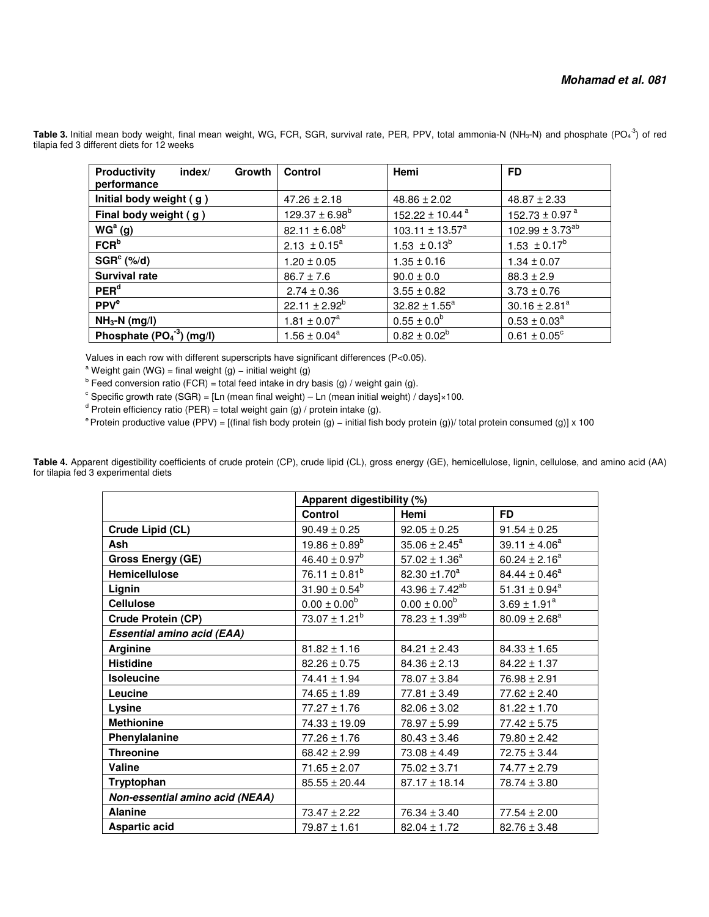**Table 3.** Initial mean body weight, final mean weight, WG, FCR, SGR, survival rate, PER, PPV, total ammonia-N ($NH_3$-N) and phosphate ($PO_4^{-3}$) of red tilapia fed 3 different diets for 12 weeks

| Productivity index/ Growth performance | Control | Hemi | FD |
|---|---|---|---|
| Initial body weight ( g ) | 47.26 ± 2.18 | 48.86 ± 2.02 | 48.87 ± 2.33 |
| Final body weight ( g ) | 129.37 ± 6.98[b] | 152.22 ± 10.44 [a] | 152.73 ± 0.97 [a] |
| WG[a] (g) | 82.11 ± 6.08[b] | 103.11 ± 13.57[a] | 102.99 ± 3.73[ab] |
| FCR[b] | 2.13 ± 0.15[a] | 1.53 ± 0.13[b] | 1.53 ± 0.17[b] |
| SGR[c] (%/d) | 1.20 ± 0.05 | 1.35 ± 0.16 | 1.34 ± 0.07 |
| Survival rate | 86.7 ± 7.6 | 90.0 ± 0.0 | 88.3 ± 2.9 |
| PER[d] | 2.74 ± 0.36 | 3.55 ± 0.82 | 3.73 ± 0.76 |
| PPV[e] | 22.11 ± 2.92[b] | 32.82 ± 1.55[a] | 30.16 ± 2.81[a] |
| $NH_3$-N (mg/l) | 1.81 ± 0.07[a] | 0.55 ± 0.0[b] | 0.53 ± 0.03[a] |
| Phosphate ($PO_4^{-3}$) (mg/l) | 1.56 ± 0.04[a] | 0.82 ± 0.02[b] | 0.61 ± 0.05[c] |

Values in each row with different superscripts have significant differences (P<0.05).

[a] Weight gain (WG) = final weight (g) – initial weight (g)

[b] Feed conversion ratio (FCR) = total feed intake in dry basis (g) / weight gain (g).

[c] Specific growth rate (SGR) = [Ln (mean final weight) – Ln (mean initial weight) / days]×100.

[d] Protein efficiency ratio (PER) = total weight gain (g) / protein intake (g).

[e] Protein productive value (PPV) = [(final fish body protein (g) – initial fish body protein (g))/ total protein consumed (g)] x 100

**Table 4.** Apparent digestibility coefficients of crude protein (CP), crude lipid (CL), gross energy (GE), hemicellulose, lignin, cellulose, and amino acid (AA) for tilapia fed 3 experimental diets

| | Apparent digestibility (%) | | |
|---|---|---|---|
| | **Control** | **Hemi** | **FD** |
| **Crude Lipid (CL)** | 90.49 ± 0.25 | 92.05 ± 0.25 | 91.54 ± 0.25 |
| **Ash** | 19.86 ± 0.89[b] | 35.06 ± 2.45[a] | 39.11 ± 4.06[a] |
| **Gross Energy (GE)** | 46.40 ± 0.97[b] | 57.02 ± 1.36[a] | 60.24 ± 2.16[a] |
| **Hemicellulose** | 76.11 ± 0.81[b] | 82.30 ±1.70[a] | 84.44 ± 0.46[a] |
| **Lignin** | 31.90 ± 0.54[b] | 43.96 ± 7.42[ab] | 51.31 ± 0.94[a] |
| **Cellulose** | 0.00 ± 0.00[b] | 0.00 ± 0.00[b] | 3.69 ± 1.91[a] |
| **Crude Protein (CP)** | 73.07 ± 1.21[b] | 78.23 ± 1.39[ab] | 80.09 ± 2.68[a] |
| ***Essential amino acid (EAA)*** | | | |
| **Arginine** | 81.82 ± 1.16 | 84.21 ± 2.43 | 84.33 ± 1.65 |
| **Histidine** | 82.26 ± 0.75 | 84.36 ± 2.13 | 84.22 ± 1.37 |
| **Isoleucine** | 74.41 ± 1.94 | 78.07 ± 3.84 | 76.98 ± 2.91 |
| **Leucine** | 74.65 ± 1.89 | 77.81 ± 3.49 | 77.62 ± 2.40 |
| **Lysine** | 77.27 ± 1.76 | 82.06 ± 3.02 | 81.22 ± 1.70 |
| **Methionine** | 74.33 ± 19.09 | 78.97 ± 5.99 | 77.42 ± 5.75 |
| **Phenylalanine** | 77.26 ± 1.76 | 80.43 ± 3.46 | 79.80 ± 2.42 |
| **Threonine** | 68.42 ± 2.99 | 73.08 ± 4.49 | 72.75 ± 3.44 |
| **Valine** | 71.65 ± 2.07 | 75.02 ± 3.71 | 74.77 ± 2.79 |
| **Tryptophan** | 85.55 ± 20.44 | 87.17 ± 18.14 | 78.74 ± 3.80 |
| ***Non-essential amino acid (NEAA)*** | | | |
| **Alanine** | 73.47 ± 2.22 | 76.34 ± 3.40 | 77.54 ± 2.00 |
| **Aspartic acid** | 79.87 ± 1.61 | 82.04 ± 1.72 | 82.76 ± 3.48 |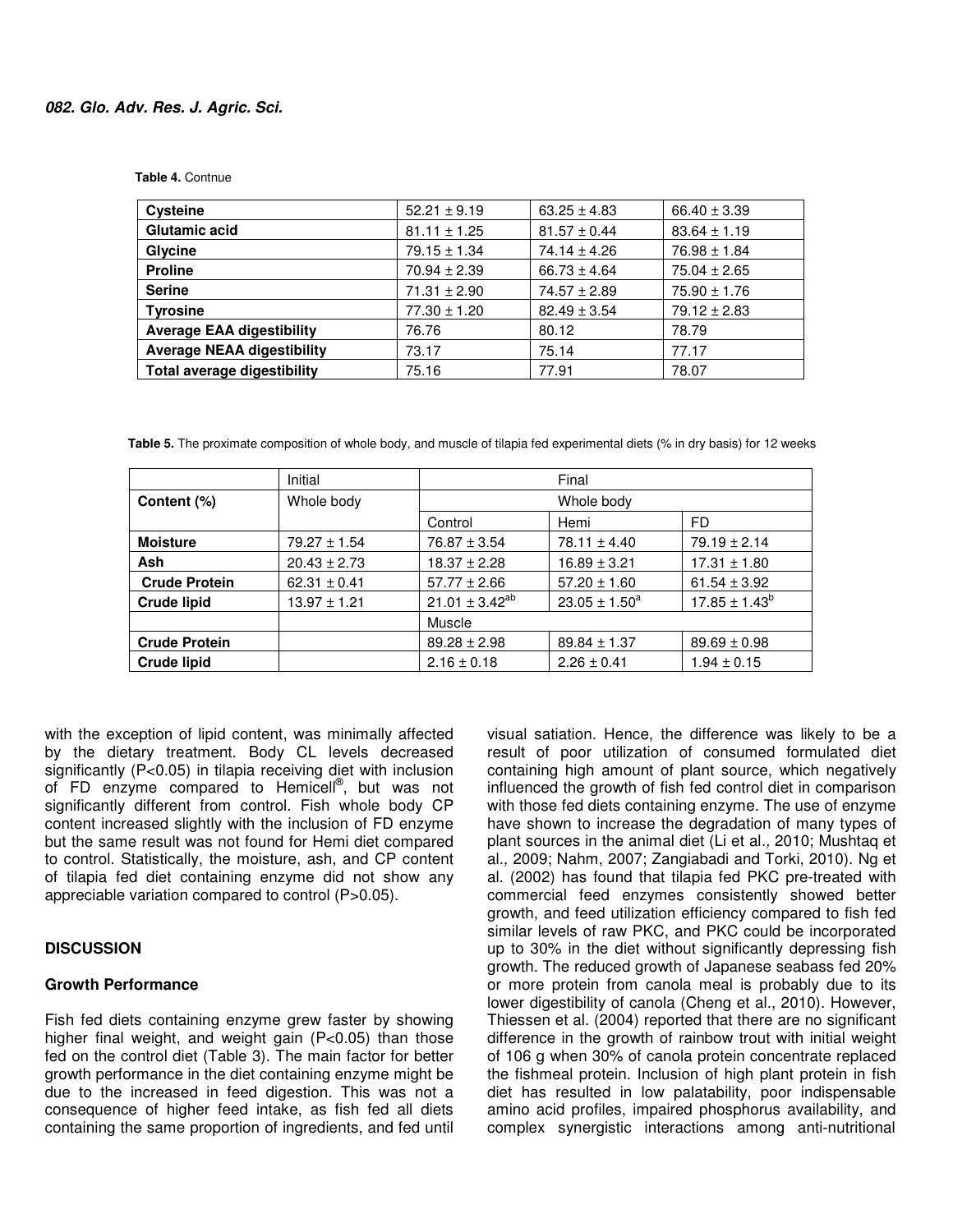**Table 4.** Contnue

| Cysteine | 52.21 ± 9.19 | 63.25 ± 4.83 | 66.40 ± 3.39 |
|---|---|---|---|
| **Glutamic acid** | 81.11 ± 1.25 | 81.57 ± 0.44 | 83.64 ± 1.19 |
| **Glycine** | 79.15 ± 1.34 | 74.14 ± 4.26 | 76.98 ± 1.84 |
| **Proline** | 70.94 ± 2.39 | 66.73 ± 4.64 | 75.04 ± 2.65 |
| **Serine** | 71.31 ± 2.90 | 74.57 ± 2.89 | 75.90 ± 1.76 |
| **Tyrosine** | 77.30 ± 1.20 | 82.49 ± 3.54 | 79.12 ± 2.83 |
| **Average EAA digestibility** | 76.76 | 80.12 | 78.79 |
| **Average NEAA digestibility** | 73.17 | 75.14 | 77.17 |
| **Total average digestibility** | 75.16 | 77.91 | 78.07 |

**Table 5.** The proximate composition of whole body, and muscle of tilapia fed experimental diets (% in dry basis) for 12 weeks

| | Initial | Final | | |
|---|---|---|---|---|
| **Content (%)** | Whole body | Whole body | | |
| | | Control | Hemi | FD |
| **Moisture** | 79.27 ± 1.54 | 76.87 ± 3.54 | 78.11 ± 4.40 | 79.19 ± 2.14 |
| **Ash** | 20.43 ± 2.73 | 18.37 ± 2.28 | 16.89 ± 3.21 | 17.31 ± 1.80 |
| **Crude Protein** | 62.31 ± 0.41 | 57.77 ± 2.66 | 57.20 ± 1.60 | 61.54 ± 3.92 |
| **Crude lipid** | 13.97 ± 1.21 | 21.01 ± 3.42$^{ab}$ | 23.05 ± 1.50$^{a}$ | 17.85 ± 1.43$^{b}$ |
| | | Muscle | | |
| **Crude Protein** | | 89.28 ± 2.98 | 89.84 ± 1.37 | 89.69 ± 0.98 |
| **Crude lipid** | | 2.16 ± 0.18 | 2.26 ± 0.41 | 1.94 ± 0.15 |

with the exception of lipid content, was minimally affected by the dietary treatment. Body CL levels decreased significantly ($P<0.05$) in tilapia receiving diet with inclusion of FD enzyme compared to Hemicell®, but was not significantly different from control. Fish whole body CP content increased slightly with the inclusion of FD enzyme but the same result was not found for Hemi diet compared to control. Statistically, the moisture, ash, and CP content of tilapia fed diet containing enzyme did not show any appreciable variation compared to control ($P>0.05$).

## DISCUSSION

### Growth Performance

Fish fed diets containing enzyme grew faster by showing higher final weight, and weight gain ($P<0.05$) than those fed on the control diet (Table 3). The main factor for better growth performance in the diet containing enzyme might be due to the increased in feed digestion. This was not a consequence of higher feed intake, as fish fed all diets containing the same proportion of ingredients, and fed until visual satiation. Hence, the difference was likely to be a result of poor utilization of consumed formulated diet containing high amount of plant source, which negatively influenced the growth of fish fed control diet in comparison with those fed diets containing enzyme. The use of enzyme have shown to increase the degradation of many types of plant sources in the animal diet (Li et al*.,* 2010; Mushtaq et al*.,* 2009; Nahm, 2007; Zangiabadi and Torki, 2010). Ng et al. (2002) has found that tilapia fed PKC pre-treated with commercial feed enzymes consistently showed better growth, and feed utilization efficiency compared to fish fed similar levels of raw PKC, and PKC could be incorporated up to 30% in the diet without significantly depressing fish growth. The reduced growth of Japanese seabass fed 20% or more protein from canola meal is probably due to its lower digestibility of canola (Cheng et al., 2010). However, Thiessen et al. (2004) reported that there are no significant difference in the growth of rainbow trout with initial weight of 106 g when 30% of canola protein concentrate replaced the fishmeal protein. Inclusion of high plant protein in fish diet has resulted in low palatability, poor indispensable amino acid profiles, impaired phosphorus availability, and complex synergistic interactions among anti-nutritional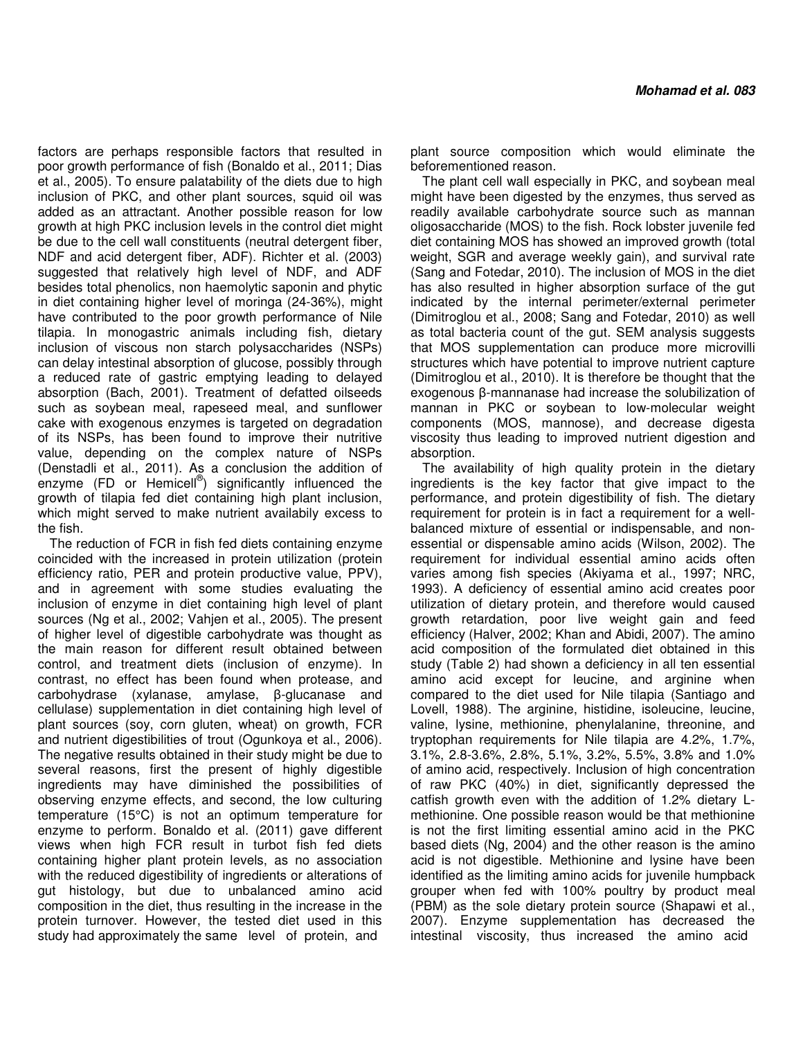factors are perhaps responsible factors that resulted in poor growth performance of fish (Bonaldo et al., 2011; Dias et al., 2005). To ensure palatability of the diets due to high inclusion of PKC, and other plant sources, squid oil was added as an attractant. Another possible reason for low growth at high PKC inclusion levels in the control diet might be due to the cell wall constituents (neutral detergent fiber, NDF and acid detergent fiber, ADF). Richter et al. (2003) suggested that relatively high level of NDF, and ADF besides total phenolics, non haemolytic saponin and phytic in diet containing higher level of moringa (24-36%), might have contributed to the poor growth performance of Nile tilapia. In monogastric animals including fish, dietary inclusion of viscous non starch polysaccharides (NSPs) can delay intestinal absorption of glucose, possibly through a reduced rate of gastric emptying leading to delayed absorption (Bach, 2001). Treatment of defatted oilseeds such as soybean meal, rapeseed meal, and sunflower cake with exogenous enzymes is targeted on degradation of its NSPs, has been found to improve their nutritive value, depending on the complex nature of NSPs (Denstadli et al., 2011). As a conclusion the addition of enzyme (FD or Hemicell®) significantly influenced the growth of tilapia fed diet containing high plant inclusion, which might served to make nutrient availabily excess to the fish.

The reduction of FCR in fish fed diets containing enzyme coincided with the increased in protein utilization (protein efficiency ratio, PER and protein productive value, PPV), and in agreement with some studies evaluating the inclusion of enzyme in diet containing high level of plant sources (Ng et al., 2002; Vahjen et al., 2005). The present of higher level of digestible carbohydrate was thought as the main reason for different result obtained between control, and treatment diets (inclusion of enzyme). In contrast, no effect has been found when protease, and carbohydrase (xylanase, amylase, β-glucanase and cellulase) supplementation in diet containing high level of plant sources (soy, corn gluten, wheat) on growth, FCR and nutrient digestibilities of trout (Ogunkoya et al., 2006). The negative results obtained in their study might be due to several reasons, first the present of highly digestible ingredients may have diminished the possibilities of observing enzyme effects, and second, the low culturing temperature (15°C) is not an optimum temperature for enzyme to perform. Bonaldo et al. (2011) gave different views when high FCR result in turbot fish fed diets containing higher plant protein levels, as no association with the reduced digestibility of ingredients or alterations of gut histology, but due to unbalanced amino acid composition in the diet, thus resulting in the increase in the protein turnover. However, the tested diet used in this study had approximately the same level of protein, and plant source composition which would eliminate the beforementioned reason.

The plant cell wall especially in PKC, and soybean meal might have been digested by the enzymes, thus served as readily available carbohydrate source such as mannan oligosaccharide (MOS) to the fish. Rock lobster juvenile fed diet containing MOS has showed an improved growth (total weight, SGR and average weekly gain), and survival rate (Sang and Fotedar, 2010). The inclusion of MOS in the diet has also resulted in higher absorption surface of the gut indicated by the internal perimeter/external perimeter (Dimitroglou et al., 2008; Sang and Fotedar, 2010) as well as total bacteria count of the gut. SEM analysis suggests that MOS supplementation can produce more microvilli structures which have potential to improve nutrient capture (Dimitroglou et al., 2010). It is therefore be thought that the exogenous β-mannanase had increase the solubilization of mannan in PKC or soybean to low-molecular weight components (MOS, mannose), and decrease digesta viscosity thus leading to improved nutrient digestion and absorption.

The availability of high quality protein in the dietary ingredients is the key factor that give impact to the performance, and protein digestibility of fish. The dietary requirement for protein is in fact a requirement for a well-balanced mixture of essential or indispensable, and non-essential or dispensable amino acids (Wilson, 2002). The requirement for individual essential amino acids often varies among fish species (Akiyama et al., 1997; NRC, 1993). A deficiency of essential amino acid creates poor utilization of dietary protein, and therefore would caused growth retardation, poor live weight gain and feed efficiency (Halver, 2002; Khan and Abidi, 2007). The amino acid composition of the formulated diet obtained in this study (Table 2) had shown a deficiency in all ten essential amino acid except for leucine, and arginine when compared to the diet used for Nile tilapia (Santiago and Lovell, 1988). The arginine, histidine, isoleucine, leucine, valine, lysine, methionine, phenylalanine, threonine, and tryptophan requirements for Nile tilapia are 4.2%, 1.7%, 3.1%, 2.8-3.6%, 2.8%, 5.1%, 3.2%, 5.5%, 3.8% and 1.0% of amino acid, respectively. Inclusion of high concentration of raw PKC (40%) in diet, significantly depressed the catfish growth even with the addition of 1.2% dietary L-methionine. One possible reason would be that methionine is not the first limiting essential amino acid in the PKC based diets (Ng, 2004) and the other reason is the amino acid is not digestible. Methionine and lysine have been identified as the limiting amino acids for juvenile humpback grouper when fed with 100% poultry by product meal (PBM) as the sole dietary protein source (Shapawi et al., 2007). Enzyme supplementation has decreased the intestinal viscosity, thus increased the amino acid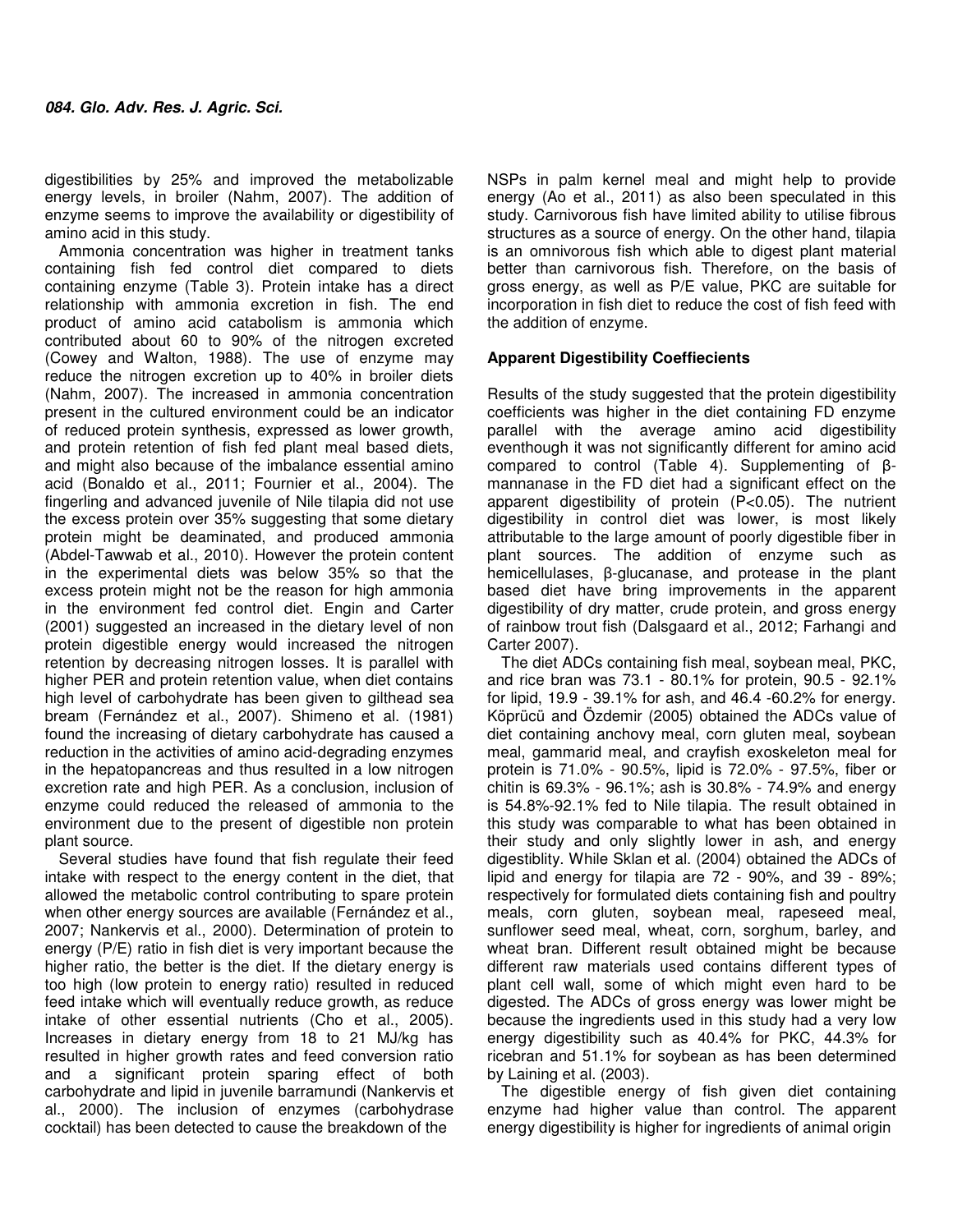digestibilities by 25% and improved the metabolizable energy levels, in broiler (Nahm, 2007). The addition of enzyme seems to improve the availability or digestibility of amino acid in this study.

Ammonia concentration was higher in treatment tanks containing fish fed control diet compared to diets containing enzyme (Table 3). Protein intake has a direct relationship with ammonia excretion in fish. The end product of amino acid catabolism is ammonia which contributed about 60 to 90% of the nitrogen excreted (Cowey and Walton, 1988). The use of enzyme may reduce the nitrogen excretion up to 40% in broiler diets (Nahm, 2007). The increased in ammonia concentration present in the cultured environment could be an indicator of reduced protein synthesis, expressed as lower growth, and protein retention of fish fed plant meal based diets, and might also because of the imbalance essential amino acid (Bonaldo et al., 2011; Fournier et al., 2004). The fingerling and advanced juvenile of Nile tilapia did not use the excess protein over 35% suggesting that some dietary protein might be deaminated, and produced ammonia (Abdel-Tawwab et al., 2010). However the protein content in the experimental diets was below 35% so that the excess protein might not be the reason for high ammonia in the environment fed control diet. Engin and Carter (2001) suggested an increased in the dietary level of non protein digestible energy would increased the nitrogen retention by decreasing nitrogen losses. It is parallel with higher PER and protein retention value, when diet contains high level of carbohydrate has been given to gilthead sea bream (Fernández et al., 2007). Shimeno et al. (1981) found the increasing of dietary carbohydrate has caused a reduction in the activities of amino acid-degrading enzymes in the hepatopancreas and thus resulted in a low nitrogen excretion rate and high PER. As a conclusion, inclusion of enzyme could reduced the released of ammonia to the environment due to the present of digestible non protein plant source.

Several studies have found that fish regulate their feed intake with respect to the energy content in the diet, that allowed the metabolic control contributing to spare protein when other energy sources are available (Fernández et al., 2007; Nankervis et al., 2000). Determination of protein to energy (P/E) ratio in fish diet is very important because the higher ratio, the better is the diet. If the dietary energy is too high (low protein to energy ratio) resulted in reduced feed intake which will eventually reduce growth, as reduce intake of other essential nutrients (Cho et al., 2005). Increases in dietary energy from 18 to 21 MJ/kg has resulted in higher growth rates and feed conversion ratio and a significant protein sparing effect of both carbohydrate and lipid in juvenile barramundi (Nankervis et al., 2000). The inclusion of enzymes (carbohydrase cocktail) has been detected to cause the breakdown of the NSPs in palm kernel meal and might help to provide energy (Ao et al., 2011) as also been speculated in this study. Carnivorous fish have limited ability to utilise fibrous structures as a source of energy. On the other hand, tilapia is an omnivorous fish which able to digest plant material better than carnivorous fish. Therefore, on the basis of gross energy, as well as P/E value, PKC are suitable for incorporation in fish diet to reduce the cost of fish feed with the addition of enzyme.

**Apparent Digestibility Coeffiecients**

Results of the study suggested that the protein digestibility coefficients was higher in the diet containing FD enzyme parallel with the average amino acid digestibility eventhough it was not significantly different for amino acid compared to control (Table 4). Supplementing of β-mannanase in the FD diet had a significant effect on the apparent digestibility of protein ($P<0.05$). The nutrient digestibility in control diet was lower, is most likely attributable to the large amount of poorly digestible fiber in plant sources. The addition of enzyme such as hemicellulases, β-glucanase, and protease in the plant based diet have bring improvements in the apparent digestibility of dry matter, crude protein, and gross energy of rainbow trout fish (Dalsgaard et al., 2012; Farhangi and Carter 2007).

The diet ADCs containing fish meal, soybean meal, PKC, and rice bran was 73.1 - 80.1% for protein, 90.5 - 92.1% for lipid, 19.9 - 39.1% for ash, and 46.4 -60.2% for energy. Köprücü and Özdemir (2005) obtained the ADCs value of diet containing anchovy meal, corn gluten meal, soybean meal, gammarid meal, and crayfish exoskeleton meal for protein is 71.0% - 90.5%, lipid is 72.0% - 97.5%, fiber or chitin is 69.3% - 96.1%; ash is 30.8% - 74.9% and energy is 54.8%-92.1% fed to Nile tilapia. The result obtained in this study was comparable to what has been obtained in their study and only slightly lower in ash, and energy digestiblity. While Sklan et al. (2004) obtained the ADCs of lipid and energy for tilapia are 72 - 90%, and 39 - 89%; respectively for formulated diets containing fish and poultry meals, corn gluten, soybean meal, rapeseed meal, sunflower seed meal, wheat, corn, sorghum, barley, and wheat bran. Different result obtained might be because different raw materials used contains different types of plant cell wall, some of which might even hard to be digested. The ADCs of gross energy was lower might be because the ingredients used in this study had a very low energy digestibility such as 40.4% for PKC, 44.3% for ricebran and 51.1% for soybean as has been determined by Laining et al. (2003).

The digestible energy of fish given diet containing enzyme had higher value than control. The apparent energy digestibility is higher for ingredients of animal origin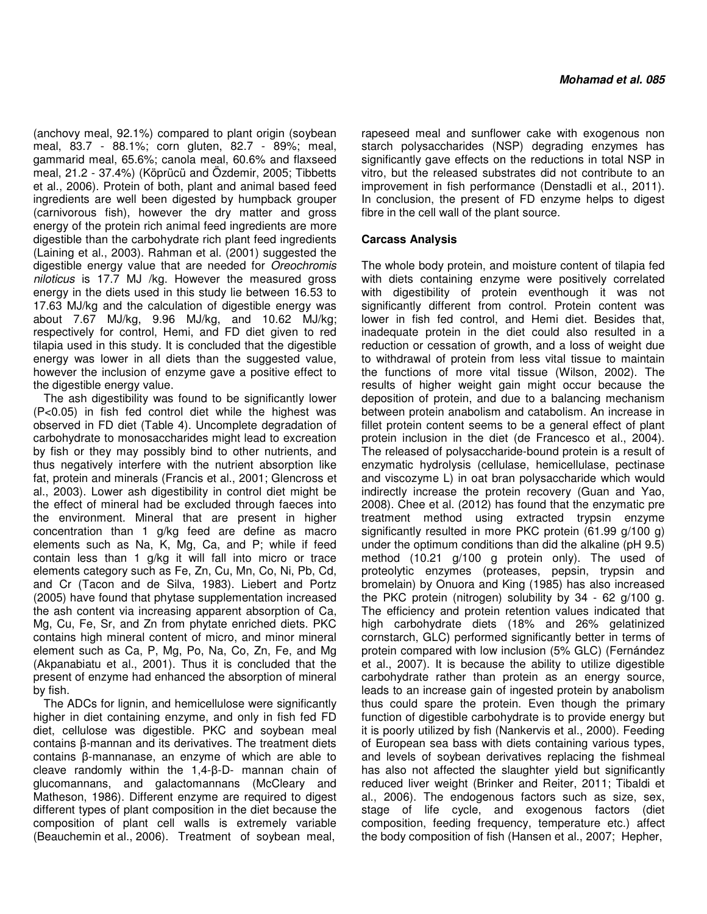(anchovy meal, 92.1%) compared to plant origin (soybean meal, 83.7 - 88.1%; corn gluten, 82.7 - 89%; meal, gammarid meal, 65.6%; canola meal, 60.6% and flaxseed meal, 21.2 - 37.4%) (Köprücü and Özdemir, 2005; Tibbetts et al., 2006). Protein of both, plant and animal based feed ingredients are well been digested by humpback grouper (carnivorous fish), however the dry matter and gross energy of the protein rich animal feed ingredients are more digestible than the carbohydrate rich plant feed ingredients (Laining et al., 2003). Rahman et al. (2001) suggested the digestible energy value that are needed for *Oreochromis niloticus* is 17.7 MJ /kg. However the measured gross energy in the diets used in this study lie between 16.53 to 17.63 MJ/kg and the calculation of digestible energy was about 7.67 MJ/kg, 9.96 MJ/kg, and 10.62 MJ/kg; respectively for control, Hemi, and FD diet given to red tilapia used in this study. It is concluded that the digestible energy was lower in all diets than the suggested value, however the inclusion of enzyme gave a positive effect to the digestible energy value.

The ash digestibility was found to be significantly lower ($P<0.05$) in fish fed control diet while the highest was observed in FD diet (Table 4). Uncomplete degradation of carbohydrate to monosaccharides might lead to excreation by fish or they may possibly bind to other nutrients, and thus negatively interfere with the nutrient absorption like fat, protein and minerals (Francis et al., 2001; Glencross et al., 2003). Lower ash digestibility in control diet might be the effect of mineral had be excluded through faeces into the environment. Mineral that are present in higher concentration than 1 g/kg feed are define as macro elements such as Na, K, Mg, Ca, and P; while if feed contain less than 1 g/kg it will fall into micro or trace elements category such as Fe, Zn, Cu, Mn, Co, Ni, Pb, Cd, and Cr (Tacon and de Silva, 1983). Liebert and Portz (2005) have found that phytase supplementation increased the ash content via increasing apparent absorption of Ca, Mg, Cu, Fe, Sr, and Zn from phytate enriched diets. PKC contains high mineral content of micro, and minor mineral element such as Ca, P, Mg, Po, Na, Co, Zn, Fe, and Mg (Akpanabiatu et al., 2001). Thus it is concluded that the present of enzyme had enhanced the absorption of mineral by fish.

The ADCs for lignin, and hemicellulose were significantly higher in diet containing enzyme, and only in fish fed FD diet, cellulose was digestible. PKC and soybean meal contains β-mannan and its derivatives. The treatment diets contains β-mannanase, an enzyme of which are able to cleave randomly within the 1,4-β-D- mannan chain of glucomannans, and galactomannans (McCleary and Matheson, 1986). Different enzyme are required to digest different types of plant composition in the diet because the composition of plant cell walls is extremely variable (Beauchemin et al., 2006). Treatment of soybean meal, rapeseed meal and sunflower cake with exogenous non starch polysaccharides (NSP) degrading enzymes has significantly gave effects on the reductions in total NSP in vitro, but the released substrates did not contribute to an improvement in fish performance (Denstadli et al., 2011). In conclusion, the present of FD enzyme helps to digest fibre in the cell wall of the plant source.

**Carcass Analysis**

The whole body protein, and moisture content of tilapia fed with diets containing enzyme were positively correlated with digestibility of protein eventhough it was not significantly different from control. Protein content was lower in fish fed control, and Hemi diet. Besides that, inadequate protein in the diet could also resulted in a reduction or cessation of growth, and a loss of weight due to withdrawal of protein from less vital tissue to maintain the functions of more vital tissue (Wilson, 2002). The results of higher weight gain might occur because the deposition of protein, and due to a balancing mechanism between protein anabolism and catabolism. An increase in fillet protein content seems to be a general effect of plant protein inclusion in the diet (de Francesco et al., 2004). The released of polysaccharide-bound protein is a result of enzymatic hydrolysis (cellulase, hemicellulase, pectinase and viscozyme L) in oat bran polysaccharide which would indirectly increase the protein recovery (Guan and Yao, 2008). Chee et al. (2012) has found that the enzymatic pre treatment method using extracted trypsin enzyme significantly resulted in more PKC protein (61.99 g/100 g) under the optimum conditions than did the alkaline (pH 9.5) method (10.21 g/100 g protein only). The used of proteolytic enzymes (proteases, pepsin, trypsin and bromelain) by Onuora and King (1985) has also increased the PKC protein (nitrogen) solubility by 34 - 62 g/100 g. The efficiency and protein retention values indicated that high carbohydrate diets (18% and 26% gelatinized cornstarch, GLC) performed significantly better in terms of protein compared with low inclusion (5% GLC) (Fernández et al., 2007). It is because the ability to utilize digestible carbohydrate rather than protein as an energy source, leads to an increase gain of ingested protein by anabolism thus could spare the protein. Even though the primary function of digestible carbohydrate is to provide energy but it is poorly utilized by fish (Nankervis et al., 2000). Feeding of European sea bass with diets containing various types, and levels of soybean derivatives replacing the fishmeal has also not affected the slaughter yield but significantly reduced liver weight (Brinker and Reiter, 2011; Tibaldi et al., 2006). The endogenous factors such as size, sex, stage of life cycle, and exogenous factors (diet composition, feeding frequency, temperature etc.) affect the body composition of fish (Hansen et al., 2007; Hepher,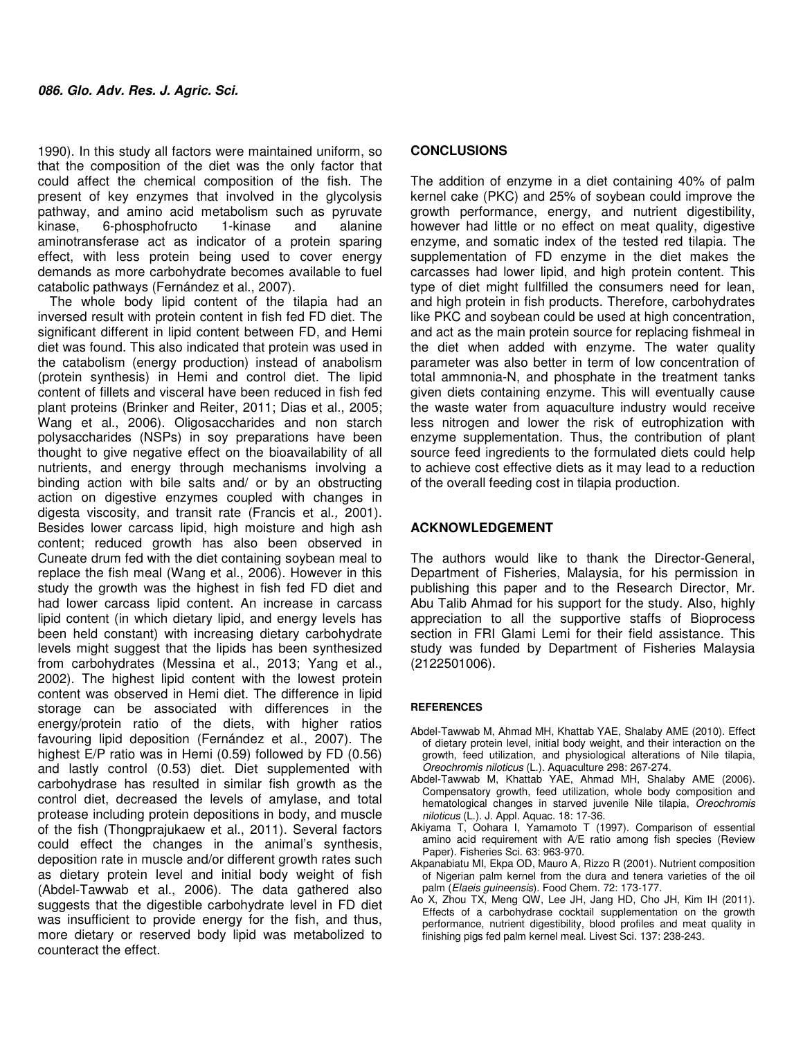1990). In this study all factors were maintained uniform, so that the composition of the diet was the only factor that could affect the chemical composition of the fish. The present of key enzymes that involved in the glycolysis pathway, and amino acid metabolism such as pyruvate kinase, 6-phosphofructo 1-kinase and alanine aminotransferase act as indicator of a protein sparing effect, with less protein being used to cover energy demands as more carbohydrate becomes available to fuel catabolic pathways (Fernández et al., 2007).

The whole body lipid content of the tilapia had an inversed result with protein content in fish fed FD diet. The significant different in lipid content between FD, and Hemi diet was found. This also indicated that protein was used in the catabolism (energy production) instead of anabolism (protein synthesis) in Hemi and control diet. The lipid content of fillets and visceral have been reduced in fish fed plant proteins (Brinker and Reiter, 2011; Dias et al., 2005; Wang et al., 2006). Oligosaccharides and non starch polysaccharides (NSPs) in soy preparations have been thought to give negative effect on the bioavailability of all nutrients, and energy through mechanisms involving a binding action with bile salts and/ or by an obstructing action on digestive enzymes coupled with changes in digesta viscosity, and transit rate (Francis et al*.,* 2001). Besides lower carcass lipid, high moisture and high ash content; reduced growth has also been observed in Cuneate drum fed with the diet containing soybean meal to replace the fish meal (Wang et al., 2006). However in this study the growth was the highest in fish fed FD diet and had lower carcass lipid content. An increase in carcass lipid content (in which dietary lipid, and energy levels has been held constant) with increasing dietary carbohydrate levels might suggest that the lipids has been synthesized from carbohydrates (Messina et al., 2013; Yang et al., 2002). The highest lipid content with the lowest protein content was observed in Hemi diet. The difference in lipid storage can be associated with differences in the energy/protein ratio of the diets, with higher ratios favouring lipid deposition (Fernández et al., 2007). The highest E/P ratio was in Hemi (0.59) followed by FD (0.56) and lastly control (0.53) diet. Diet supplemented with carbohydrase has resulted in similar fish growth as the control diet, decreased the levels of amylase, and total protease including protein depositions in body, and muscle of the fish (Thongprajukaew et al., 2011). Several factors could effect the changes in the animal's synthesis, deposition rate in muscle and/or different growth rates such as dietary protein level and initial body weight of fish (Abdel-Tawwab et al., 2006). The data gathered also suggests that the digestible carbohydrate level in FD diet was insufficient to provide energy for the fish, and thus, more dietary or reserved body lipid was metabolized to counteract the effect.

## CONCLUSIONS

The addition of enzyme in a diet containing 40% of palm kernel cake (PKC) and 25% of soybean could improve the growth performance, energy, and nutrient digestibility, however had little or no effect on meat quality, digestive enzyme, and somatic index of the tested red tilapia. The supplementation of FD enzyme in the diet makes the carcasses had lower lipid, and high protein content. This type of diet might fullfilled the consumers need for lean, and high protein in fish products. Therefore, carbohydrates like PKC and soybean could be used at high concentration, and act as the main protein source for replacing fishmeal in the diet when added with enzyme. The water quality parameter was also better in term of low concentration of total ammnonia-N, and phosphate in the treatment tanks given diets containing enzyme. This will eventually cause the waste water from aquaculture industry would receive less nitrogen and lower the risk of eutrophization with enzyme supplementation. Thus, the contribution of plant source feed ingredients to the formulated diets could help to achieve cost effective diets as it may lead to a reduction of the overall feeding cost in tilapia production.

## ACKNOWLEDGEMENT

The authors would like to thank the Director-General, Department of Fisheries, Malaysia, for his permission in publishing this paper and to the Research Director, Mr. Abu Talib Ahmad for his support for the study. Also, highly appreciation to all the supportive staffs of Bioprocess section in FRI Glami Lemi for their field assistance. This study was funded by Department of Fisheries Malaysia (2122501006).

## REFERENCES

Abdel-Tawwab M, Ahmad MH, Khattab YAE, Shalaby AME (2010). Effect of dietary protein level, initial body weight, and their interaction on the growth, feed utilization, and physiological alterations of Nile tilapia, *Oreochromis niloticus* (L.). Aquaculture 298: 267-274.

Abdel-Tawwab M, Khattab YAE, Ahmad MH, Shalaby AME (2006). Compensatory growth, feed utilization, whole body composition and hematological changes in starved juvenile Nile tilapia, *Oreochromis niloticus* (L.). J. Appl. Aquac. 18: 17-36.

Akiyama T, Oohara I, Yamamoto T (1997). Comparison of essential amino acid requirement with A/E ratio among fish species (Review Paper). Fisheries Sci. 63: 963-970.

Akpanabiatu MI, Ekpa OD, Mauro A, Rizzo R (2001). Nutrient composition of Nigerian palm kernel from the dura and tenera varieties of the oil palm (*Elaeis guineensis*). Food Chem. 72: 173-177.

Ao X, Zhou TX, Meng QW, Lee JH, Jang HD, Cho JH, Kim IH (2011). Effects of a carbohydrase cocktail supplementation on the growth performance, nutrient digestibility, blood profiles and meat quality in finishing pigs fed palm kernel meal. Livest Sci. 137: 238-243.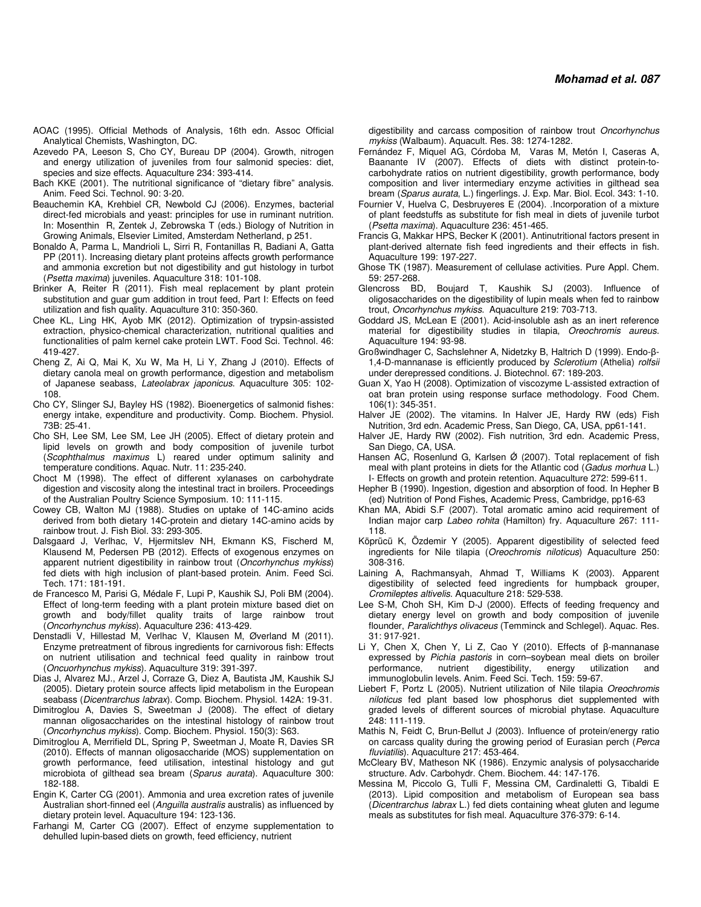AOAC (1995). Official Methods of Analysis, 16th edn. Assoc Official Analytical Chemists, Washington, DC.

Azevedo PA, Leeson S, Cho CY, Bureau DP (2004). Growth, nitrogen and energy utilization of juveniles from four salmonid species: diet, species and size effects. Aquaculture 234: 393-414.

Bach KKE (2001). The nutritional significance of "dietary fibre" analysis. Anim. Feed Sci. Technol. 90: 3-20.

Beauchemin KA, Krehbiel CR, Newbold CJ (2006). Enzymes, bacterial direct-fed microbials and yeast: principles for use in ruminant nutrition. In: Mosenthin R, Zentek J, Zebrowska T (eds.) Biology of Nutrition in Growing Animals, Elsevier Limited, Amsterdam Netherland, p 251.

Bonaldo A, Parma L, Mandrioli L, Sirri R, Fontanillas R, Badiani A, Gatta PP (2011). Increasing dietary plant proteins affects growth performance and ammonia excretion but not digestibility and gut histology in turbot (*Psetta maxima*) juveniles. Aquaculture 318: 101-108.

Brinker A, Reiter R (2011). Fish meal replacement by plant protein substitution and guar gum addition in trout feed, Part I: Effects on feed utilization and fish quality. Aquaculture 310: 350-360.

Chee KL, Ling HK, Ayob MK (2012). Optimization of trypsin-assisted extraction, physico-chemical characterization, nutritional qualities and functionalities of palm kernel cake protein LWT. Food Sci. Technol. 46: 419-427.

Cheng Z, Ai Q, Mai K, Xu W, Ma H, Li Y, Zhang J (2010). Effects of dietary canola meal on growth performance, digestion and metabolism of Japanese seabass, *Lateolabrax japonicus*. Aquaculture 305: 102-108.

Cho CY, Slinger SJ, Bayley HS (1982). Bioenergetics of salmonid fishes: energy intake, expenditure and productivity. Comp. Biochem. Physiol. 73B: 25-41.

Cho SH, Lee SM, Lee SM, Lee JH (2005). Effect of dietary protein and lipid levels on growth and body composition of juvenile turbot (*Scophthalmus maximus* L) reared under optimum salinity and temperature conditions. Aquac. Nutr. 11: 235-240.

Choct M (1998). The effect of different xylanases on carbohydrate digestion and viscosity along the intestinal tract in broilers. Proceedings of the Australian Poultry Science Symposium. 10: 111-115.

Cowey CB, Walton MJ (1988). Studies on uptake of 14C-amino acids derived from both dietary 14C-protein and dietary 14C-amino acids by rainbow trout. J. Fish Biol. 33: 293-305.

Dalsgaard J, Verlhac, V, Hjermitslev NH, Ekmann KS, Fischerd M, Klausend M, Pedersen PB (2012). Effects of exogenous enzymes on apparent nutrient digestibility in rainbow trout (*Oncorhynchus mykiss*) fed diets with high inclusion of plant-based protein. Anim. Feed Sci. Tech. 171: 181-191.

de Francesco M, Parisi G, Médale F, Lupi P, Kaushik SJ, Poli BM (2004). Effect of long-term feeding with a plant protein mixture based diet on growth and body/fillet quality traits of large rainbow trout (*Oncorhynchus mykiss*). Aquaculture 236: 413-429.

Denstadli V, Hillestad M, Verlhac V, Klausen M, Øverland M (2011). Enzyme pretreatment of fibrous ingredients for carnivorous fish: Effects on nutrient utilisation and technical feed quality in rainbow trout (*Oncuorhynchus mykiss*). Aquaculture 319: 391-397.

Dias J, Alvarez MJ., Arzel J, Corraze G, Diez A, Bautista JM, Kaushik SJ (2005). Dietary protein source affects lipid metabolism in the European seabass (*Dicentrarchus labrax*). Comp. Biochem. Physiol. 142A: 19-31.

Dimitroglou A, Davies S, Sweetman J (2008). The effect of dietary mannan oligosaccharides on the intestinal histology of rainbow trout (*Oncorhynchus mykiss*). Comp. Biochem. Physiol. 150(3): S63.

Dimitroglou A, Merrifield DL, Spring P, Sweetman J, Moate R, Davies SR (2010). Effects of mannan oligosaccharide (MOS) supplementation on growth performance, feed utilisation, intestinal histology and gut microbiota of gilthead sea bream (*Sparus aurata*). Aquaculture 300: 182-188.

Engin K, Carter CG (2001). Ammonia and urea excretion rates of juvenile Australian short-finned eel (*Anguilla australis* australis) as influenced by dietary protein level. Aquaculture 194: 123-136.

Farhangi M, Carter CG (2007). Effect of enzyme supplementation to dehulled lupin-based diets on growth, feed efficiency, nutrient digestibility and carcass composition of rainbow trout *Oncorhynchus mykiss* (Walbaum). Aquacult. Res. 38: 1274-1282.

Fernández F, Miquel AG, Córdoba M, Varas M, Metón I, Caseras A, Baanante IV (2007). Effects of diets with distinct protein-to-carbohydrate ratios on nutrient digestibility, growth performance, body composition and liver intermediary enzyme activities in gilthead sea bream (*Sparus aurata*, L.) fingerlings. J. Exp. Mar. Biol. Ecol. 343: 1-10.

Fournier V, Huelva C, Desbruyeres E (2004). .Incorporation of a mixture of plant feedstuffs as substitute for fish meal in diets of juvenile turbot (*Psetta maxima*). Aquaculture 236: 451-465.

Francis G, Makkar HPS, Becker K (2001). Antinutritional factors present in plant-derived alternate fish feed ingredients and their effects in fish. Aquaculture 199: 197-227.

Ghose TK (1987). Measurement of cellulase activities. Pure Appl. Chem. 59: 257-268.

Glencross BD, Boujard T, Kaushik SJ (2003). Influence of oligosaccharides on the digestibility of lupin meals when fed to rainbow trout, *Oncorhynchus mykiss*. Aquaculture 219: 703-713.

Goddard JS, McLean E (2001). Acid-insoluble ash as an inert reference material for digestibility studies in tilapia, *Oreochromis aureus*. Aquaculture 194: 93-98.

Großwindhager C, Sachslehner A, Nidetzky B, Haltrich D (1999). Endo-β-1,4-D-mannanase is efficiently produced by *Sclerotium* (Athelia) *rolfsii* under derepressed conditions. J. Biotechnol. 67: 189-203.

Guan X, Yao H (2008). Optimization of viscozyme L-assisted extraction of oat bran protein using response surface methodology. Food Chem. 106(1): 345-351.

Halver JE (2002). The vitamins. In Halver JE, Hardy RW (eds) Fish Nutrition, 3rd edn. Academic Press, San Diego, CA, USA, pp61-141.

Halver JE, Hardy RW (2002). Fish nutrition, 3rd edn. Academic Press, San Diego, CA, USA.

Hansen AC, Rosenlund G, Karlsen Ǿ (2007). Total replacement of fish meal with plant proteins in diets for the Atlantic cod (*Gadus morhua* L.) I- Effects on growth and protein retention. Aquaculture 272: 599-611.

Hepher B (1990). Ingestion, digestion and absorption of food. In Hepher B (ed) Nutrition of Pond Fishes, Academic Press, Cambridge, pp16-63

Khan MA, Abidi S.F (2007). Total aromatic amino acid requirement of Indian major carp *Labeo rohita* (Hamilton) fry. Aquaculture 267: 111-118.

Köprücü K, Özdemir Y (2005). Apparent digestibility of selected feed ingredients for Nile tilapia (*Oreochromis niloticus*) Aquaculture 250: 308-316.

Laining A, Rachmansyah, Ahmad T, Williams K (2003). Apparent digestibility of selected feed ingredients for humpback grouper, *Cromileptes altivelis.* Aquaculture 218: 529-538.

Lee S-M, Choh SH, Kim D-J (2000). Effects of feeding frequency and dietary energy level on growth and body composition of juvenile flounder, *Paralichthys olivaceus* (Temminck and Schlegel). Aquac. Res. 31: 917-921.

Li Y, Chen X, Chen Y, Li Z, Cao Y (2010). Effects of β-mannanase expressed by *Pichia pastoris* in corn–soybean meal diets on broiler performance, nutrient digestibility, energy utilization and immunoglobulin levels. Anim. Feed Sci. Tech. 159: 59-67.

Liebert F, Portz L (2005). Nutrient utilization of Nile tilapia *Oreochromis niloticus* fed plant based low phosphorus diet supplemented with graded levels of different sources of microbial phytase. Aquaculture 248: 111-119.

Mathis N, Feidt C, Brun-Bellut J (2003). Influence of protein/energy ratio on carcass quality during the growing period of Eurasian perch (*Perca fluviatilis*). Aquaculture 217: 453-464.

McCleary BV, Matheson NK (1986). Enzymic analysis of polysaccharide structure. Adv. Carbohydr. Chem. Biochem. 44: 147-176.

Messina M, Piccolo G, Tulli F, Messina CM, Cardinaletti G, Tibaldi E (2013). Lipid composition and metabolism of European sea bass (*Dicentrarchus labrax* L.) fed diets containing wheat gluten and legume meals as substitutes for fish meal. Aquaculture 376-379: 6-14.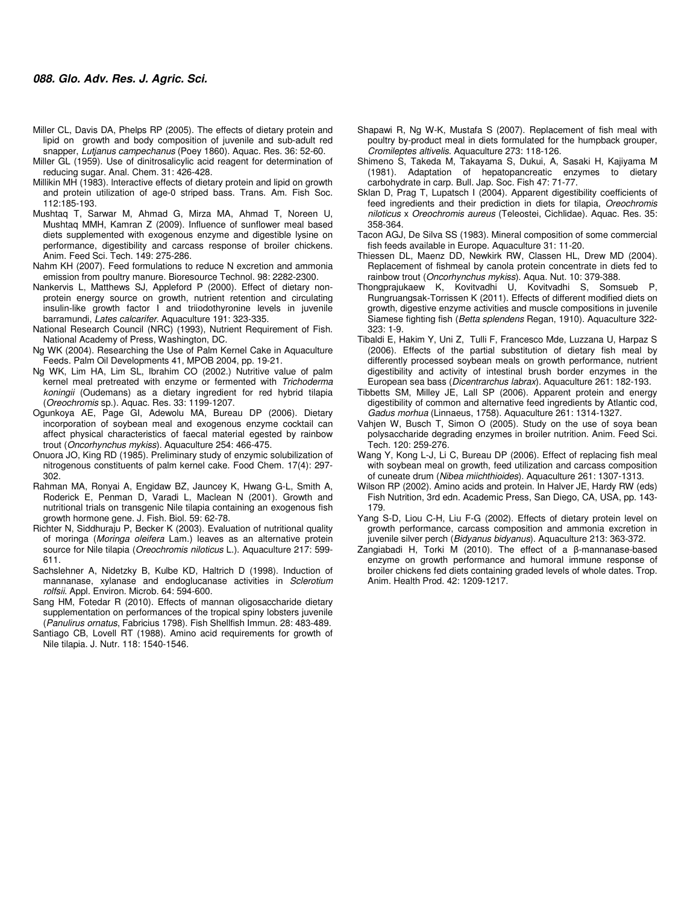Miller CL, Davis DA, Phelps RP (2005). The effects of dietary protein and lipid on growth and body composition of juvenile and sub-adult red snapper, *Lutjanus campechanus* (Poey 1860). Aquac. Res. 36: 52-60.

Miller GL (1959). Use of dinitrosalicylic acid reagent for determination of reducing sugar. Anal. Chem. 31: 426-428.

Millikin MH (1983). Interactive effects of dietary protein and lipid on growth and protein utilization of age-0 striped bass. Trans. Am. Fish Soc. 112:185-193.

Mushtaq T, Sarwar M, Ahmad G, Mirza MA, Ahmad T, Noreen U, Mushtaq MMH, Kamran Z (2009). Influence of sunflower meal based diets supplemented with exogenous enzyme and digestible lysine on performance, digestibility and carcass response of broiler chickens. Anim. Feed Sci. Tech. 149: 275-286.

Nahm KH (2007). Feed formulations to reduce N excretion and ammonia emission from poultry manure. Bioresource Technol. 98: 2282-2300.

Nankervis L, Matthews SJ, Appleford P (2000). Effect of dietary non-protein energy source on growth, nutrient retention and circulating insulin-like growth factor I and triiodothyronine levels in juvenile barramundi, *Lates calcarifer*. Aquaculture 191: 323-335.

National Research Council (NRC) (1993), Nutrient Requirement of Fish. National Academy of Press, Washington, DC.

Ng WK (2004). Researching the Use of Palm Kernel Cake in Aquaculture Feeds. Palm Oil Developments 41, MPOB 2004, pp. 19-21.

Ng WK, Lim HA, Lim SL, Ibrahim CO (2002.) Nutritive value of palm kernel meal pretreated with enzyme or fermented with *Trichoderma koningii* (Oudemans) as a dietary ingredient for red hybrid tilapia (*Oreochromis* sp.). Aquac. Res. 33: 1199-1207.

Ogunkoya AE, Page GI, Adewolu MA, Bureau DP (2006). Dietary incorporation of soybean meal and exogenous enzyme cocktail can affect physical characteristics of faecal material egested by rainbow trout (*Oncorhynchus mykiss*). Aquaculture 254: 466-475.

Onuora JO, King RD (1985). Preliminary study of enzymic solubilization of nitrogenous constituents of palm kernel cake. Food Chem. 17(4): 297-302.

Rahman MA, Ronyai A, Engidaw BZ, Jauncey K, Hwang G-L, Smith A, Roderick E, Penman D, Varadi L, Maclean N (2001). Growth and nutritional trials on transgenic Nile tilapia containing an exogenous fish growth hormone gene. J. Fish. Biol. 59: 62-78.

Richter N, Siddhuraju P, Becker K (2003). Evaluation of nutritional quality of moringa (*Moringa oleifera* Lam.) leaves as an alternative protein source for Nile tilapia (*Oreochromis niloticus* L.). Aquaculture 217: 599-611.

Sachslehner A, Nidetzky B, Kulbe KD, Haltrich D (1998). Induction of mannanase, xylanase and endoglucanase activities in *Sclerotium rolfsii*. Appl. Environ. Microb. 64: 594-600.

Sang HM, Fotedar R (2010). Effects of mannan oligosaccharide dietary supplementation on performances of the tropical spiny lobsters juvenile (*Panulirus ornatus*, Fabricius 1798). Fish Shellfish Immun. 28: 483-489.

Santiago CB, Lovell RT (1988). Amino acid requirements for growth of Nile tilapia. J. Nutr. 118: 1540-1546.

Shapawi R, Ng W-K, Mustafa S (2007). Replacement of fish meal with poultry by-product meal in diets formulated for the humpback grouper, *Cromileptes altivelis*. Aquaculture 273: 118-126.

Shimeno S, Takeda M, Takayama S, Dukui, A, Sasaki H, Kajiyama M (1981). Adaptation of hepatopancreatic enzymes to dietary carbohydrate in carp. Bull. Jap. Soc. Fish 47: 71-77.

Sklan D, Prag T, Lupatsch I (2004). Apparent digestibility coefficients of feed ingredients and their prediction in diets for tilapia, *Oreochromis niloticus* x *Oreochromis aureus* (Teleostei, Cichlidae). Aquac. Res. 35: 358-364.

Tacon AGJ, De Silva SS (1983). Mineral composition of some commercial fish feeds available in Europe. Aquaculture 31: 11-20.

Thiessen DL, Maenz DD, Newkirk RW, Classen HL, Drew MD (2004). Replacement of fishmeal by canola protein concentrate in diets fed to rainbow trout (*Oncorhynchus mykiss*). Aqua. Nut. 10: 379-388.

Thongprajukaew K, Kovitvadhi U, Kovitvadhi S, Somsueb P, Rungruangsak-Torrissen K (2011). Effects of different modified diets on growth, digestive enzyme activities and muscle compositions in juvenile Siamese fighting fish (*Betta splendens* Regan, 1910). Aquaculture 322-323: 1-9.

Tibaldi E, Hakim Y, Uni Z, Tulli F, Francesco Mde, Luzzana U, Harpaz S (2006). Effects of the partial substitution of dietary fish meal by differently processed soybean meals on growth performance, nutrient digestibility and activity of intestinal brush border enzymes in the European sea bass (*Dicentrarchus labrax*). Aquaculture 261: 182-193.

Tibbetts SM, Milley JE, Lall SP (2006). Apparent protein and energy digestibility of common and alternative feed ingredients by Atlantic cod, *Gadus morhua* (Linnaeus, 1758). Aquaculture 261: 1314-1327.

Vahjen W, Busch T, Simon O (2005). Study on the use of soya bean polysaccharide degrading enzymes in broiler nutrition. Anim. Feed Sci. Tech. 120: 259-276.

Wang Y, Kong L-J, Li C, Bureau DP (2006). Effect of replacing fish meal with soybean meal on growth, feed utilization and carcass composition of cuneate drum (*Nibea miichthioides*). Aquaculture 261: 1307-1313.

Wilson RP (2002). Amino acids and protein. In Halver JE, Hardy RW (eds) Fish Nutrition, 3rd edn. Academic Press, San Diego, CA, USA, pp. 143-179.

Yang S-D, Liou C-H, Liu F-G (2002). Effects of dietary protein level on growth performance, carcass composition and ammonia excretion in juvenile silver perch (*Bidyanus bidyanus*). Aquaculture 213: 363-372.

Zangiabadi H, Torki M (2010). The effect of a β-mannanase-based enzyme on growth performance and humoral immune response of broiler chickens fed diets containing graded levels of whole dates. Trop. Anim. Health Prod. 42: 1209-1217.